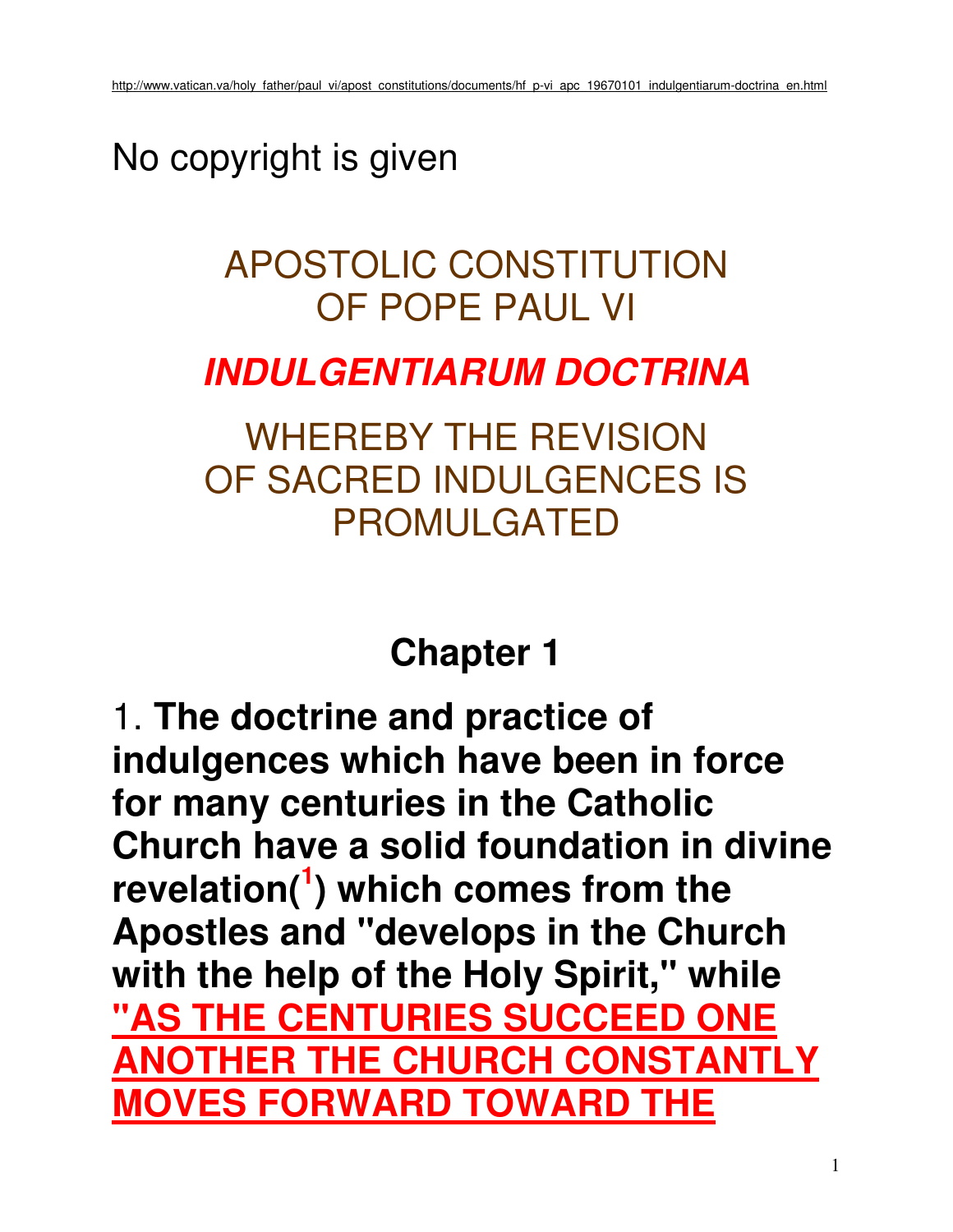http://www.vatican.va/holy_father/paul_vi/apost_constitutions/documents/hf_p-vi_apc_19670101_indulgentiarum-doctrina_en.html

No copyright is given

# APOSTOLIC CONSTITUTION OF POPE PAUL VI

# *INDULGENTIARUM DOCTRINA*

# WHEREBY THE REVISION OF SACRED INDULGENCES IS PROMULGATED

## Chapter 1

1. **The doctrine and practice of indulgences which have been in force for many centuries in the Catholic Church have a solid foundation in divine revelation([1]) which comes from the Apostles and "develops in the Church with the help of the Holy Spirit," while "AS THE CENTURIES SUCCEED ONE ANOTHER THE CHURCH CONSTANTLY MOVES FORWARD TOWARD THE**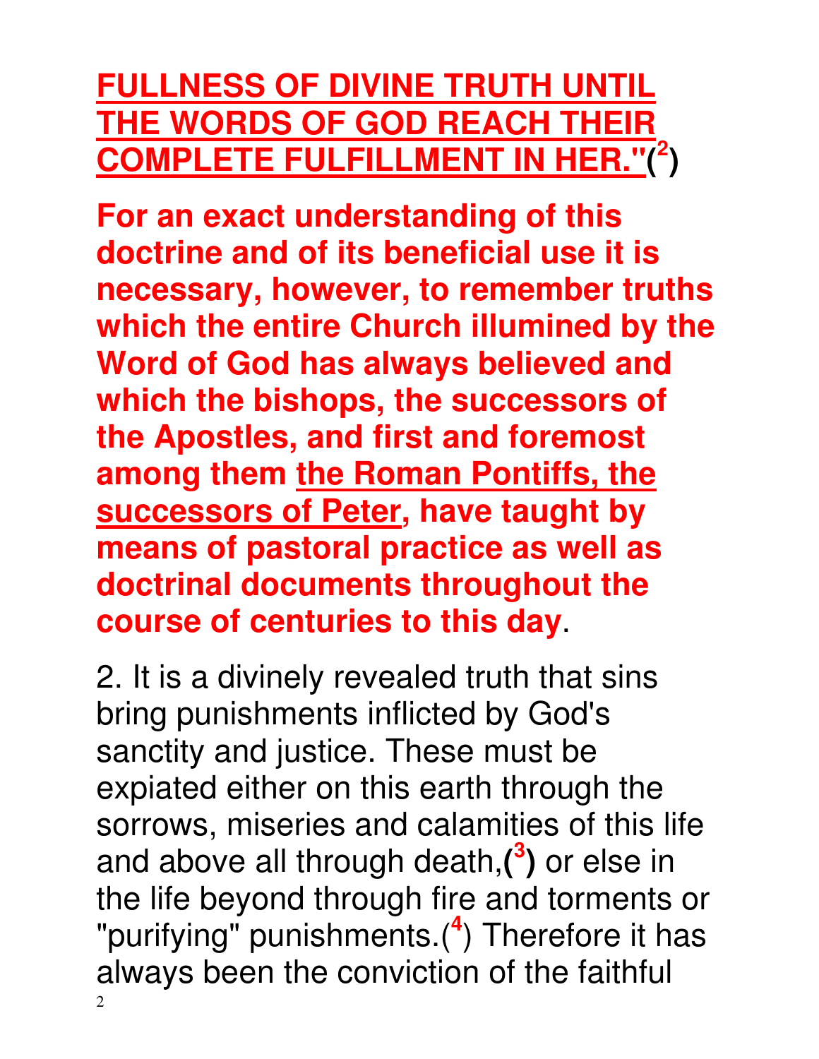**FULLNESS OF DIVINE TRUTH UNTIL THE WORDS OF GOD REACH THEIR COMPLETE FULFILLMENT IN HER."**([2])

**For an exact understanding of this doctrine and of its beneficial use it is necessary, however, to remember truths which the entire Church illumined by the Word of God has always believed and which the bishops, the successors of the Apostles, and first and foremost among them the Roman Pontiffs, the successors of Peter, have taught by means of pastoral practice as well as doctrinal documents throughout the course of centuries to this day**.

2. It is a divinely revealed truth that sins bring punishments inflicted by God's sanctity and justice. These must be expiated either on this earth through the sorrows, miseries and calamities of this life and above all through death,**([3])** or else in the life beyond through fire and torments or "purifying" punishments.([4]) Therefore it has always been the conviction of the faithful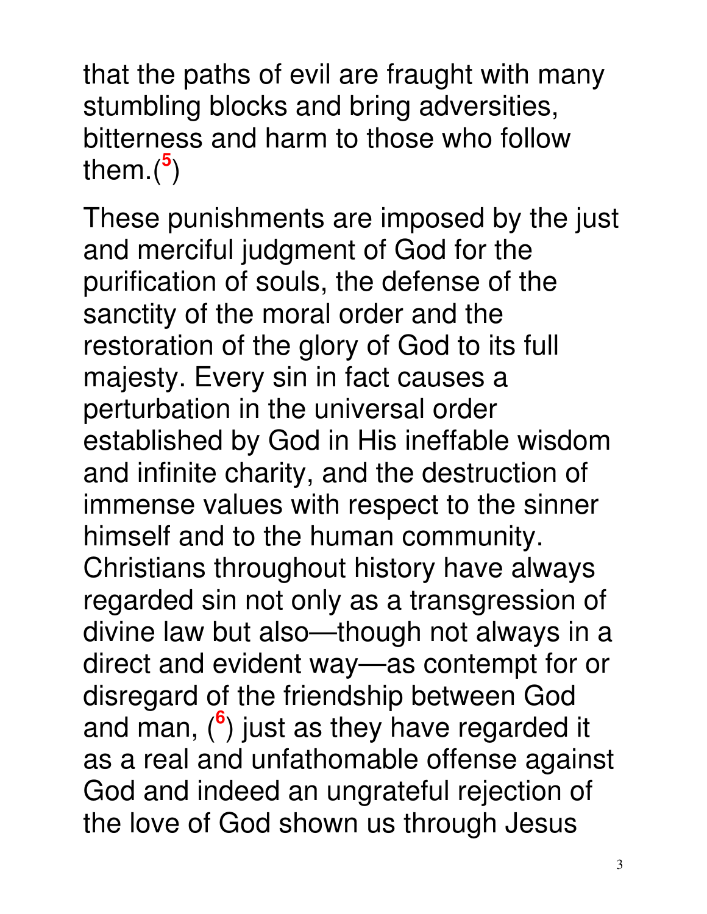that the paths of evil are fraught with many stumbling blocks and bring adversities, bitterness and harm to those who follow them.([5])

These punishments are imposed by the just and merciful judgment of God for the purification of souls, the defense of the sanctity of the moral order and the restoration of the glory of God to its full majesty. Every sin in fact causes a perturbation in the universal order established by God in His ineffable wisdom and infinite charity, and the destruction of immense values with respect to the sinner himself and to the human community. Christians throughout history have always regarded sin not only as a transgression of divine law but also—though not always in a direct and evident way—as contempt for or disregard of the friendship between God and man, ([6]) just as they have regarded it as a real and unfathomable offense against God and indeed an ungrateful rejection of the love of God shown us through Jesus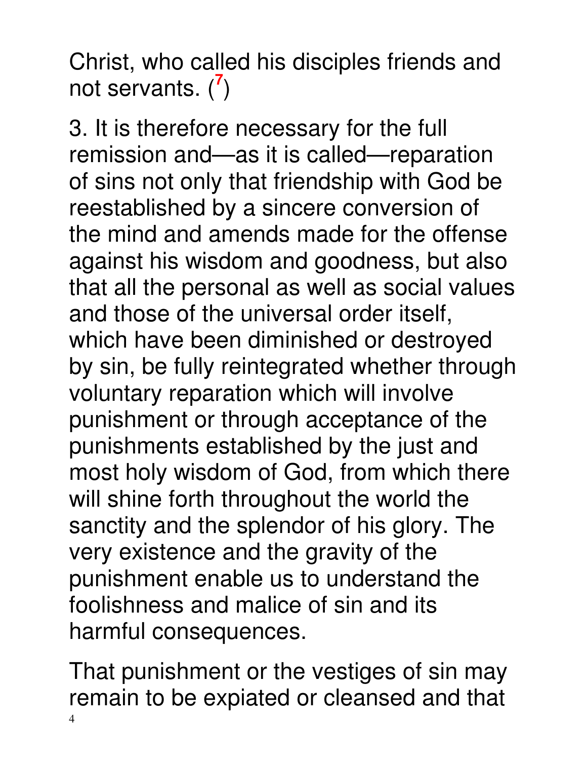Christ, who called his disciples friends and not servants. ([7])

3. It is therefore necessary for the full remission and—as it is called—reparation of sins not only that friendship with God be reestablished by a sincere conversion of the mind and amends made for the offense against his wisdom and goodness, but also that all the personal as well as social values and those of the universal order itself, which have been diminished or destroyed by sin, be fully reintegrated whether through voluntary reparation which will involve punishment or through acceptance of the punishments established by the just and most holy wisdom of God, from which there will shine forth throughout the world the sanctity and the splendor of his glory. The very existence and the gravity of the punishment enable us to understand the foolishness and malice of sin and its harmful consequences.

That punishment or the vestiges of sin may remain to be expiated or cleansed and that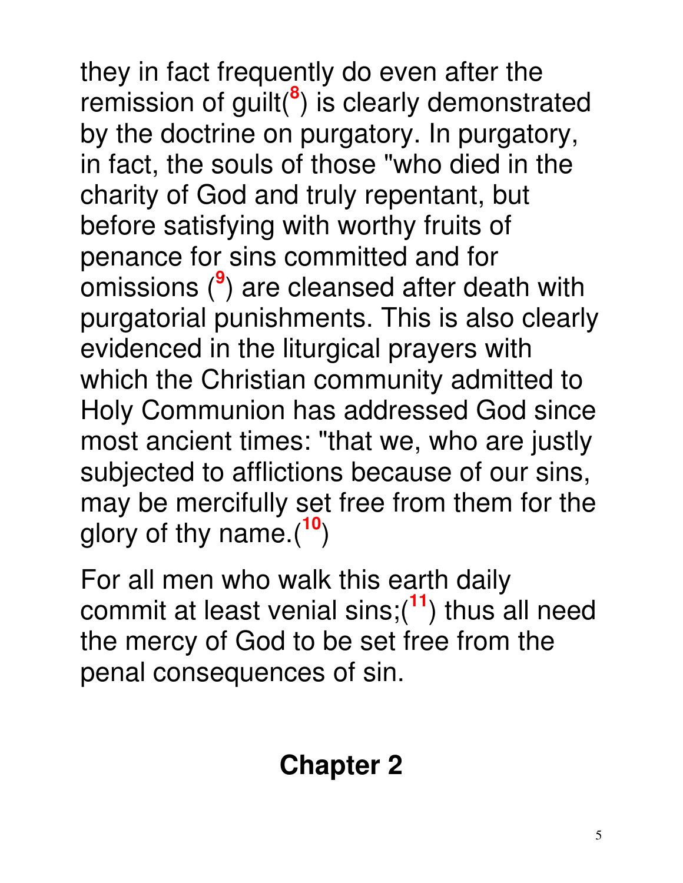they in fact frequently do even after the remission of guilt([8]) is clearly demonstrated by the doctrine on purgatory. In purgatory, in fact, the souls of those "who died in the charity of God and truly repentant, but before satisfying with worthy fruits of penance for sins committed and for omissions ([9]) are cleansed after death with purgatorial punishments. This is also clearly evidenced in the liturgical prayers with which the Christian community admitted to Holy Communion has addressed God since most ancient times: "that we, who are justly subjected to afflictions because of our sins, may be mercifully set free from them for the glory of thy name.([10])

For all men who walk this earth daily commit at least venial sins;([11]) thus all need the mercy of God to be set free from the penal consequences of sin.

## Chapter 2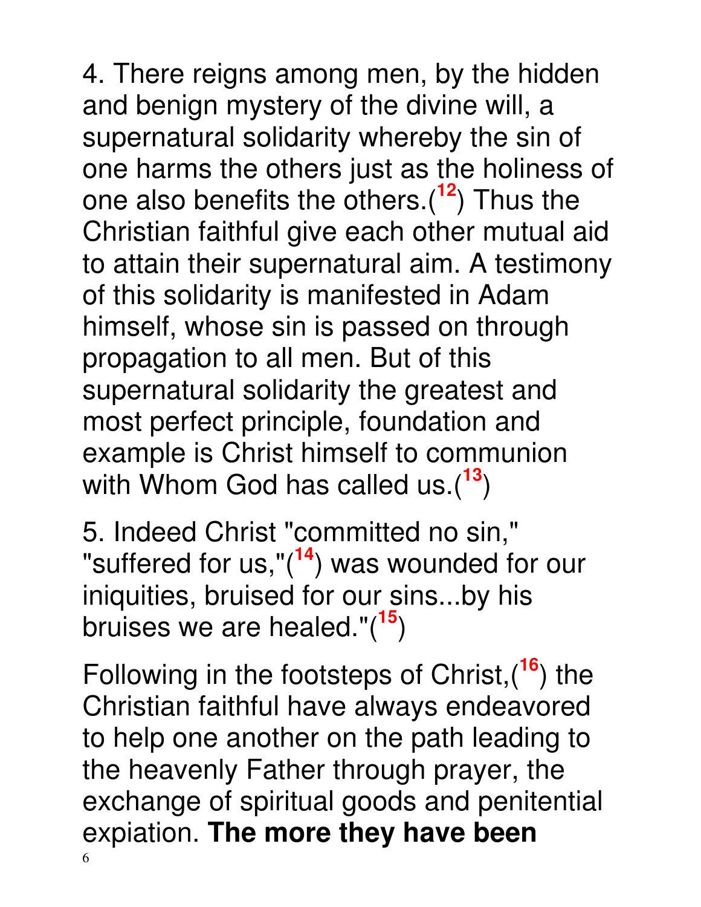4. There reigns among men, by the hidden and benign mystery of the divine will, a supernatural solidarity whereby the sin of one harms the others just as the holiness of one also benefits the others.([12]) Thus the Christian faithful give each other mutual aid to attain their supernatural aim. A testimony of this solidarity is manifested in Adam himself, whose sin is passed on through propagation to all men. But of this supernatural solidarity the greatest and most perfect principle, foundation and example is Christ himself to communion with Whom God has called us.([13])

5. Indeed Christ "committed no sin," "suffered for us,"([14]) was wounded for our iniquities, bruised for our sins...by his bruises we are healed."([15])

Following in the footsteps of Christ,([16]) the Christian faithful have always endeavored to help one another on the path leading to the heavenly Father through prayer, the exchange of spiritual goods and penitential expiation. **The more they have been**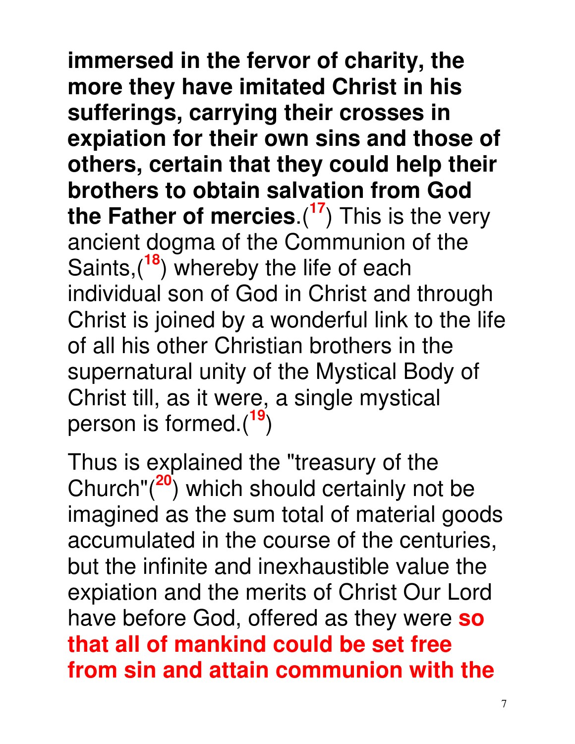**immersed in the fervor of charity, the more they have imitated Christ in his sufferings, carrying their crosses in expiation for their own sins and those of others, certain that they could help their brothers to obtain salvation from God the Father of mercies**.([17]) This is the very ancient dogma of the Communion of the Saints,([18]) whereby the life of each individual son of God in Christ and through Christ is joined by a wonderful link to the life of all his other Christian brothers in the supernatural unity of the Mystical Body of Christ till, as it were, a single mystical person is formed.([19])

Thus is explained the "treasury of the Church"([20]) which should certainly not be imagined as the sum total of material goods accumulated in the course of the centuries, but the infinite and inexhaustible value the expiation and the merits of Christ Our Lord have before God, offered as they were **so that all of mankind could be set free from sin and attain communion with the**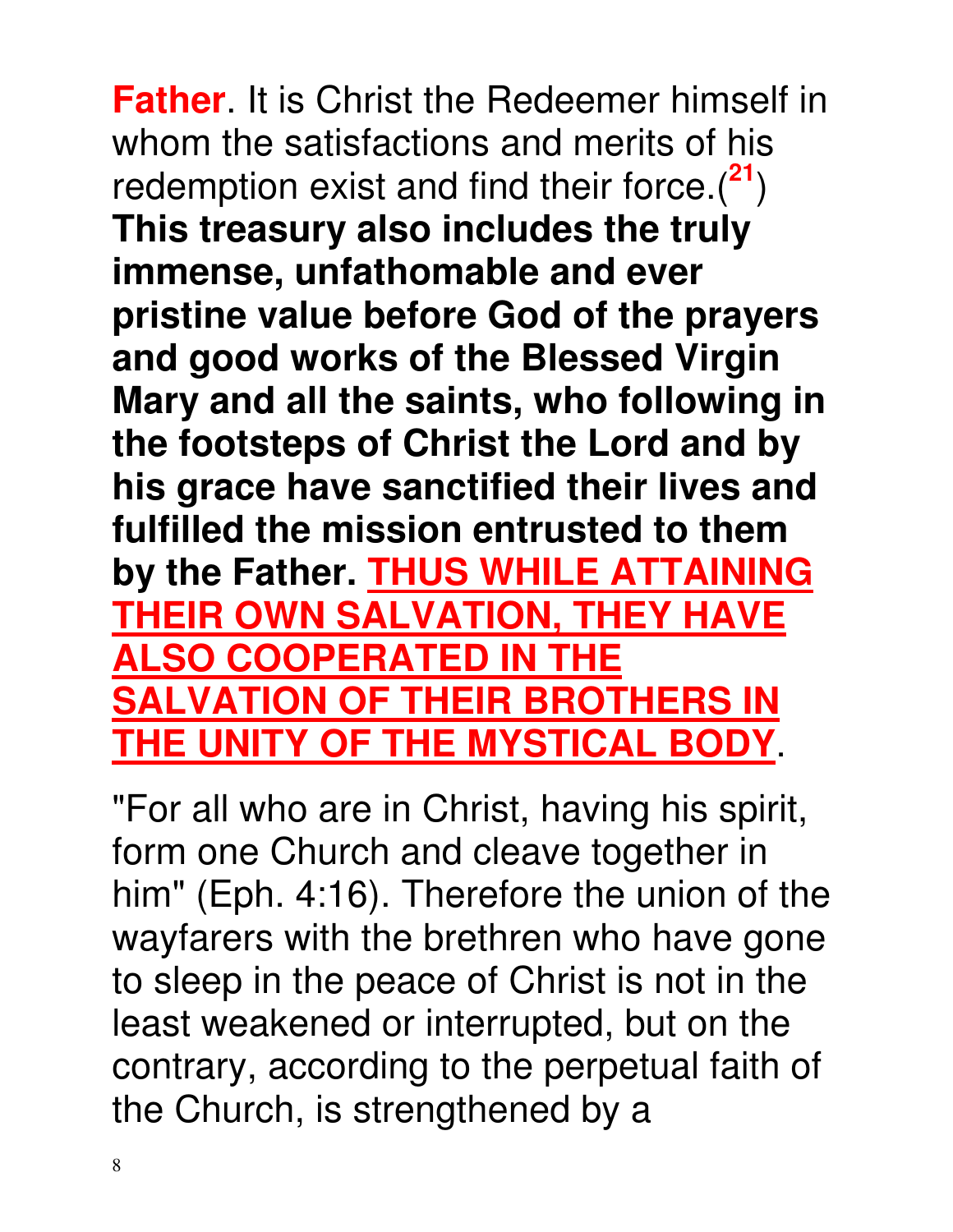**Father**. It is Christ the Redeemer himself in whom the satisfactions and merits of his redemption exist and find their force.([21]) **This treasury also includes the truly immense, unfathomable and ever pristine value before God of the prayers and good works of the Blessed Virgin Mary and all the saints, who following in the footsteps of Christ the Lord and by his grace have sanctified their lives and fulfilled the mission entrusted to them by the Father.** **THUS WHILE ATTAINING THEIR OWN SALVATION, THEY HAVE ALSO COOPERATED IN THE SALVATION OF THEIR BROTHERS IN THE UNITY OF THE MYSTICAL BODY**.

"For all who are in Christ, having his spirit, form one Church and cleave together in him" (Eph. 4:16). Therefore the union of the wayfarers with the brethren who have gone to sleep in the peace of Christ is not in the least weakened or interrupted, but on the contrary, according to the perpetual faith of the Church, is strengthened by a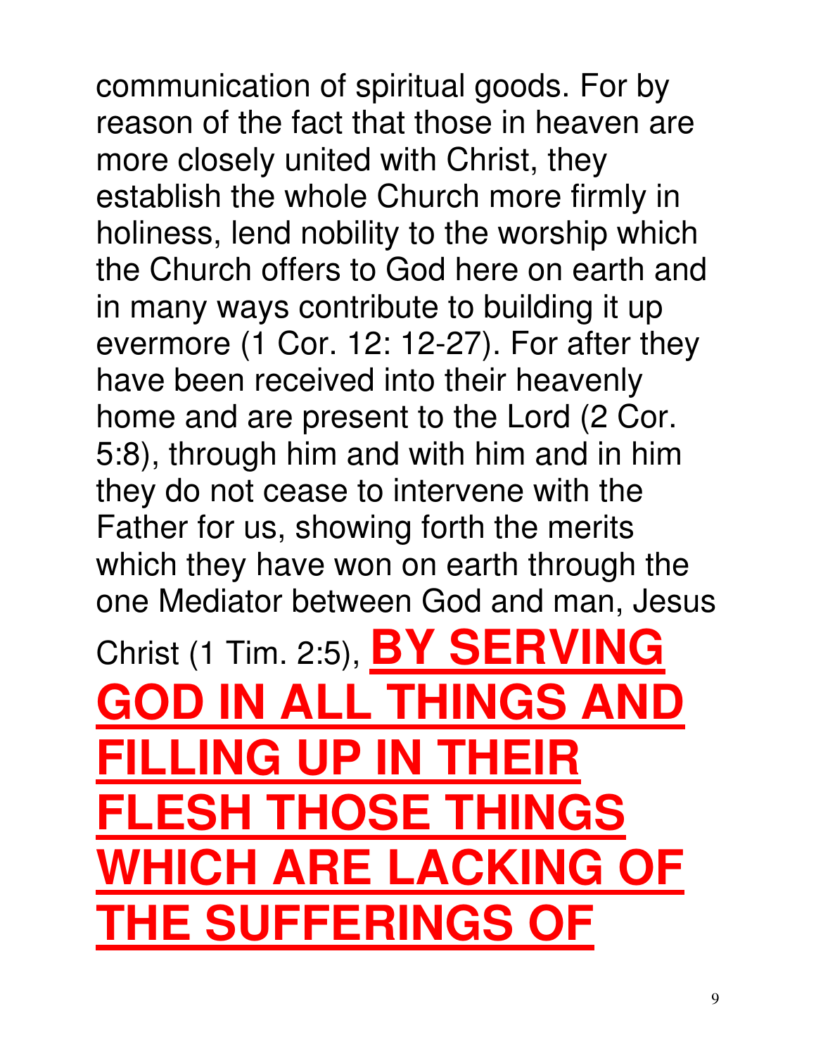communication of spiritual goods. For by reason of the fact that those in heaven are more closely united with Christ, they establish the whole Church more firmly in holiness, lend nobility to the worship which the Church offers to God here on earth and in many ways contribute to building it up evermore (1 Cor. 12: 12-27). For after they have been received into their heavenly home and are present to the Lord (2 Cor. 5:8), through him and with him and in him they do not cease to intervene with the Father for us, showing forth the merits which they have won on earth through the one Mediator between God and man, Jesus Christ (1 Tim. 2:5), <u>**BY SERVING GOD IN ALL THINGS AND FILLING UP IN THEIR FLESH THOSE THINGS WHICH ARE LACKING OF THE SUFFERINGS OF**</u>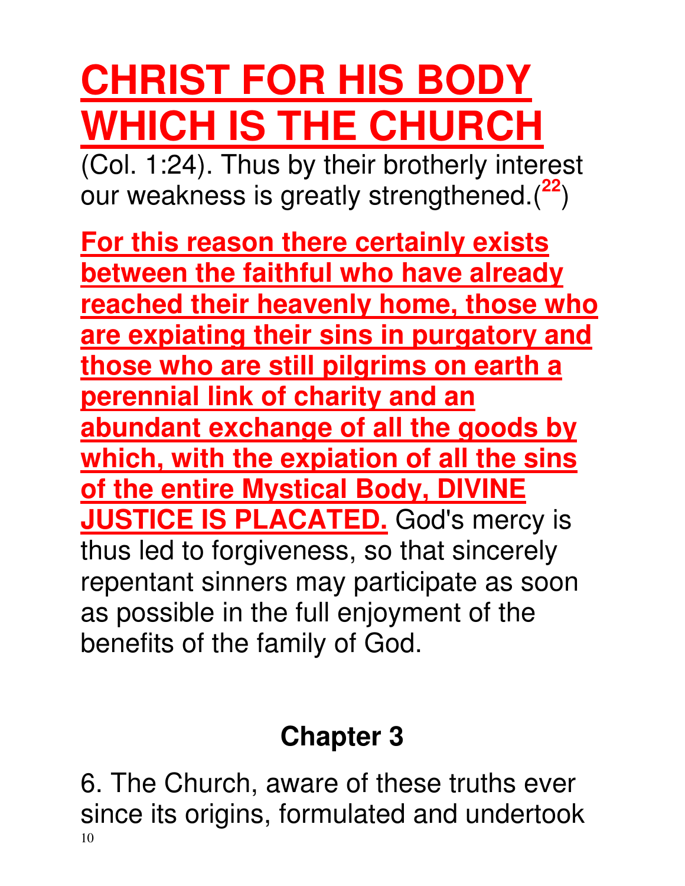# CHRIST FOR HIS BODY WHICH IS THE CHURCH

(Col. 1:24). Thus by their brotherly interest our weakness is greatly strengthened.([22])

**For this reason there certainly exists between the faithful who have already reached their heavenly home, those who are expiating their sins in purgatory and those who are still pilgrims on earth a perennial link of charity and an abundant exchange of all the goods by which, with the expiation of all the sins of the entire Mystical Body, DIVINE JUSTICE IS PLACATED.** God's mercy is thus led to forgiveness, so that sincerely repentant sinners may participate as soon as possible in the full enjoyment of the benefits of the family of God.

## Chapter 3

6. The Church, aware of these truths ever since its origins, formulated and undertook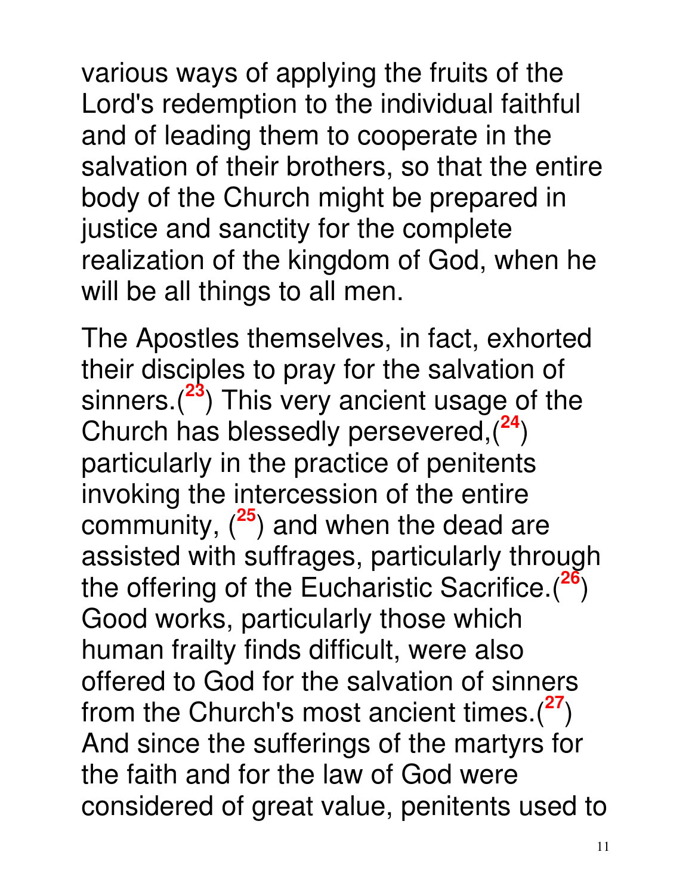various ways of applying the fruits of the Lord's redemption to the individual faithful and of leading them to cooperate in the salvation of their brothers, so that the entire body of the Church might be prepared in justice and sanctity for the complete realization of the kingdom of God, when he will be all things to all men.

The Apostles themselves, in fact, exhorted their disciples to pray for the salvation of sinners.([23]) This very ancient usage of the Church has blessedly persevered,([24]) particularly in the practice of penitents invoking the intercession of the entire community, ([25]) and when the dead are assisted with suffrages, particularly through the offering of the Eucharistic Sacrifice.([26]) Good works, particularly those which human frailty finds difficult, were also offered to God for the salvation of sinners from the Church's most ancient times.([27]) And since the sufferings of the martyrs for the faith and for the law of God were considered of great value, penitents used to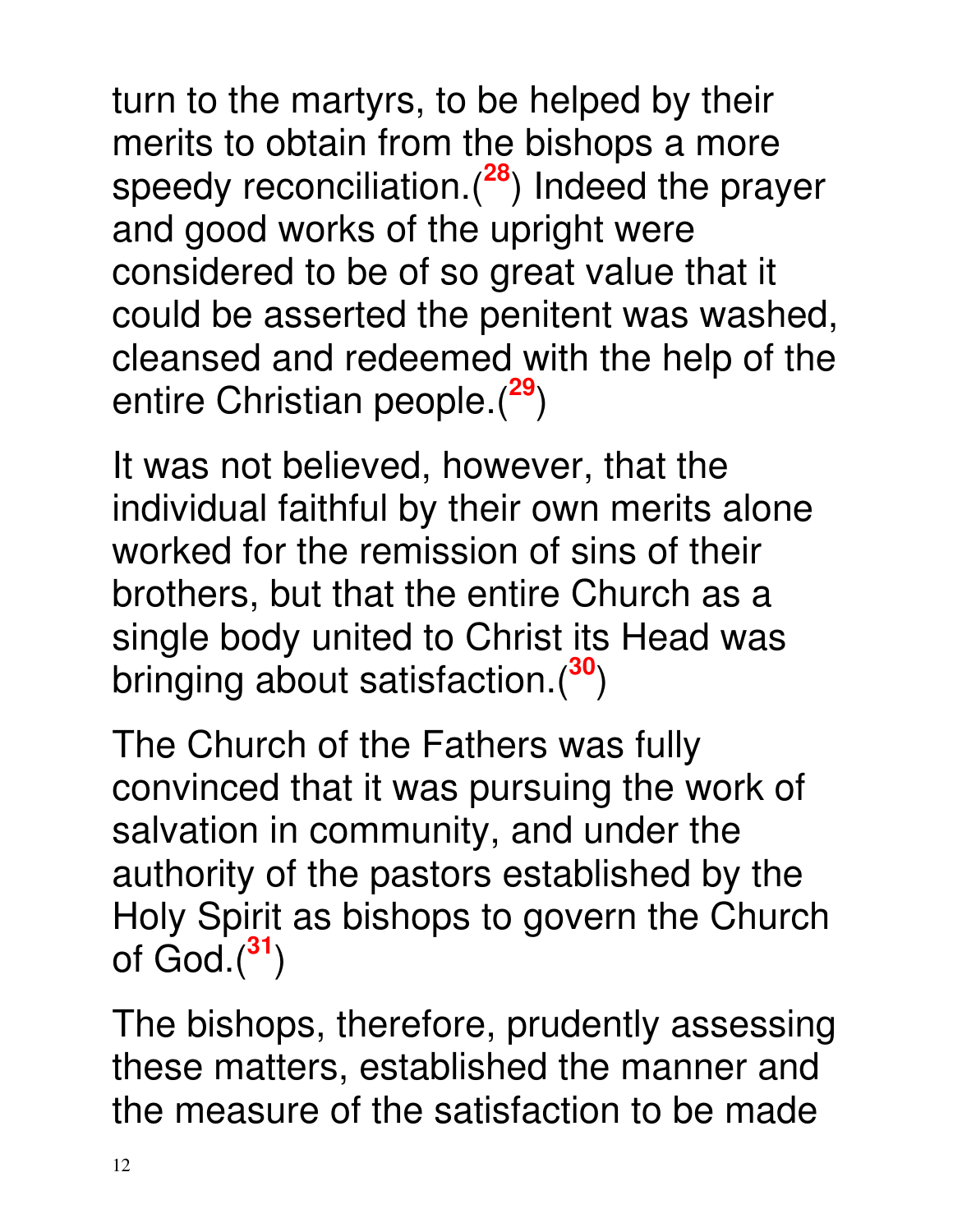turn to the martyrs, to be helped by their merits to obtain from the bishops a more speedy reconciliation.([28]) Indeed the prayer and good works of the upright were considered to be of so great value that it could be asserted the penitent was washed, cleansed and redeemed with the help of the entire Christian people.([29])

It was not believed, however, that the individual faithful by their own merits alone worked for the remission of sins of their brothers, but that the entire Church as a single body united to Christ its Head was bringing about satisfaction.([30])

The Church of the Fathers was fully convinced that it was pursuing the work of salvation in community, and under the authority of the pastors established by the Holy Spirit as bishops to govern the Church of God.([31])

The bishops, therefore, prudently assessing these matters, established the manner and the measure of the satisfaction to be made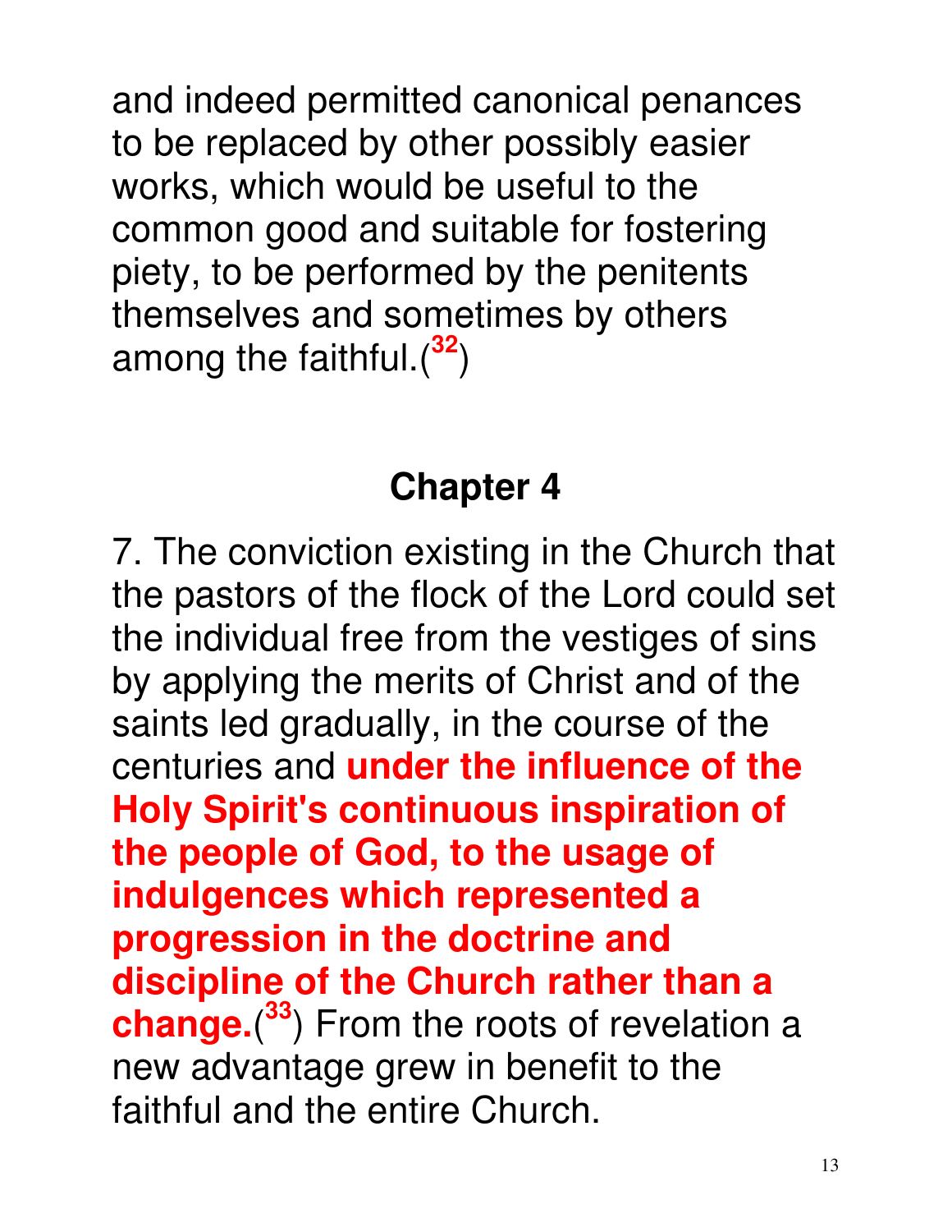and indeed permitted canonical penances to be replaced by other possibly easier works, which would be useful to the common good and suitable for fostering piety, to be performed by the penitents themselves and sometimes by others among the faithful.([32])

## Chapter 4

7. The conviction existing in the Church that the pastors of the flock of the Lord could set the individual free from the vestiges of sins by applying the merits of Christ and of the saints led gradually, in the course of the centuries and **under the influence of the Holy Spirit's continuous inspiration of the people of God, to the usage of indulgences which represented a progression in the doctrine and discipline of the Church rather than a change.**([33]) From the roots of revelation a new advantage grew in benefit to the faithful and the entire Church.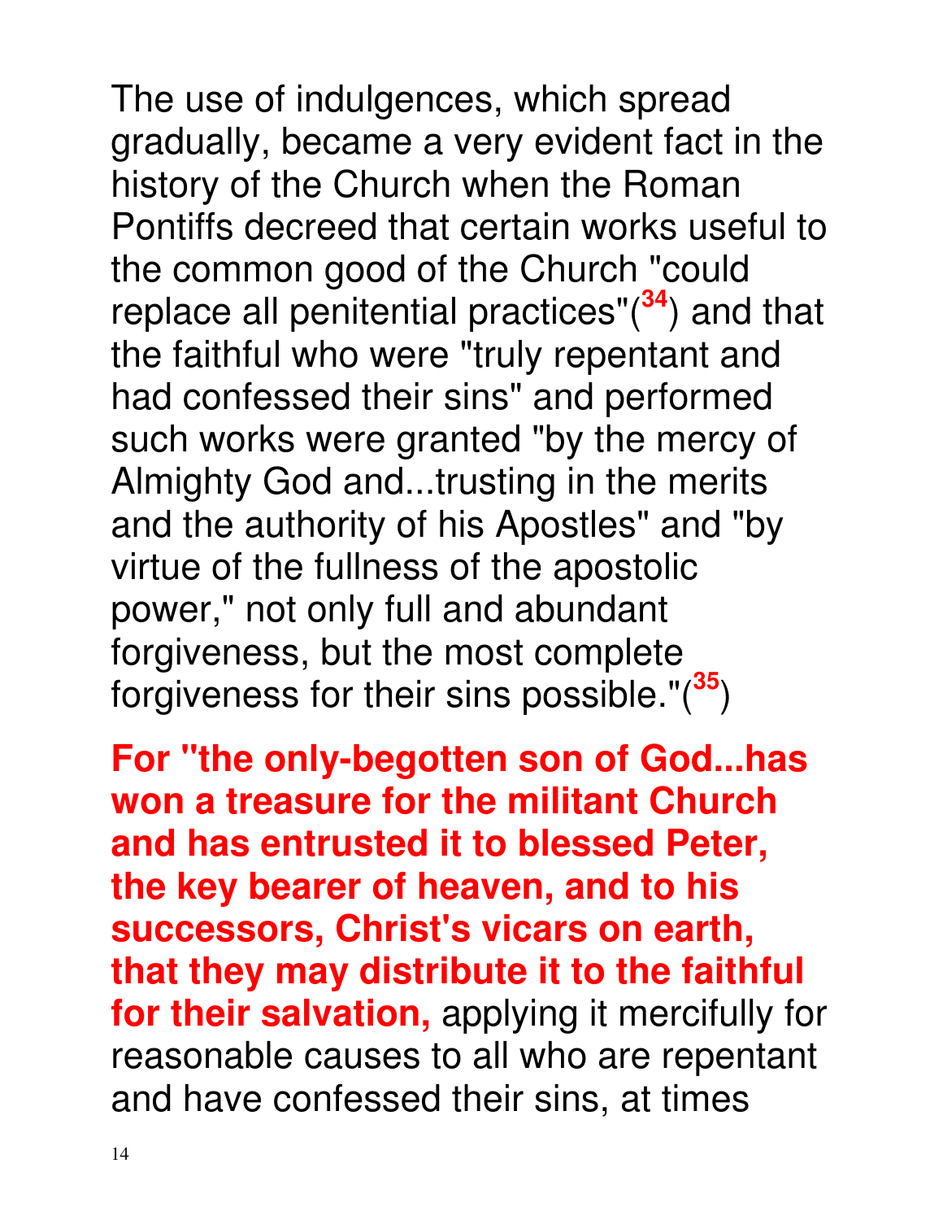The use of indulgences, which spread gradually, became a very evident fact in the history of the Church when the Roman Pontiffs decreed that certain works useful to the common good of the Church "could replace all penitential practices"([34]) and that the faithful who were "truly repentant and had confessed their sins" and performed such works were granted "by the mercy of Almighty God and...trusting in the merits and the authority of his Apostles" and "by virtue of the fullness of the apostolic power," not only full and abundant forgiveness, but the most complete forgiveness for their sins possible."([35])

**For "the only-begotten son of God...has won a treasure for the militant Church and has entrusted it to blessed Peter, the key bearer of heaven, and to his successors, Christ's vicars on earth, that they may distribute it to the faithful for their salvation,** applying it mercifully for reasonable causes to all who are repentant and have confessed their sins, at times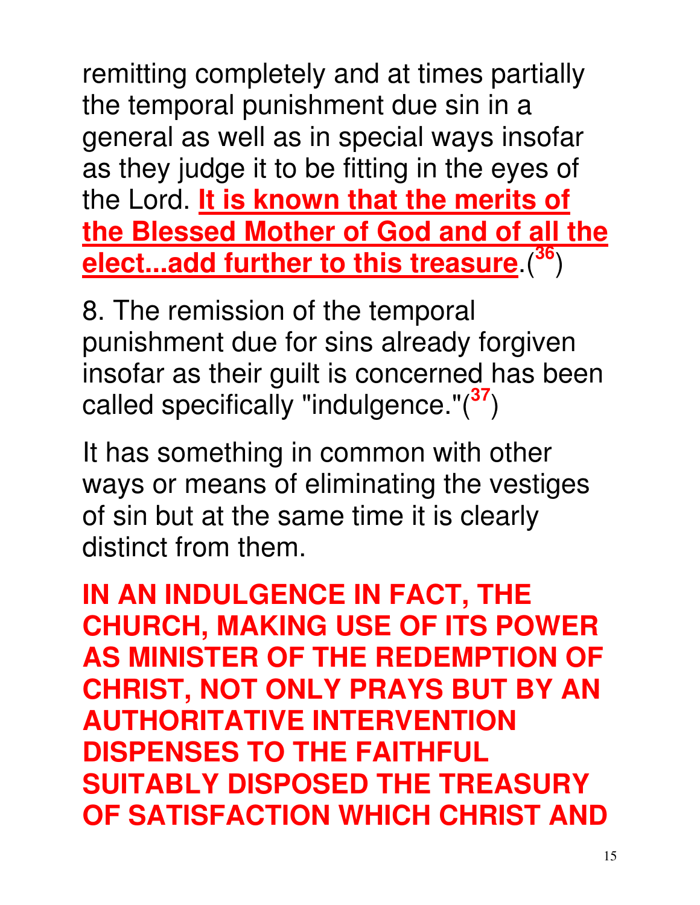remitting completely and at times partially the temporal punishment due sin in a general as well as in special ways insofar as they judge it to be fitting in the eyes of the Lord. **<u>It is known that the merits of the Blessed Mother of God and of all the elect...add further to this treasure</u>**.([36])

8. The remission of the temporal punishment due for sins already forgiven insofar as their guilt is concerned has been called specifically "indulgence."([37])

It has something in common with other ways or means of eliminating the vestiges of sin but at the same time it is clearly distinct from them.

**IN AN INDULGENCE IN FACT, THE CHURCH, MAKING USE OF ITS POWER AS MINISTER OF THE REDEMPTION OF CHRIST, NOT ONLY PRAYS BUT BY AN AUTHORITATIVE INTERVENTION DISPENSES TO THE FAITHFUL SUITABLY DISPOSED THE TREASURY OF SATISFACTION WHICH CHRIST AND**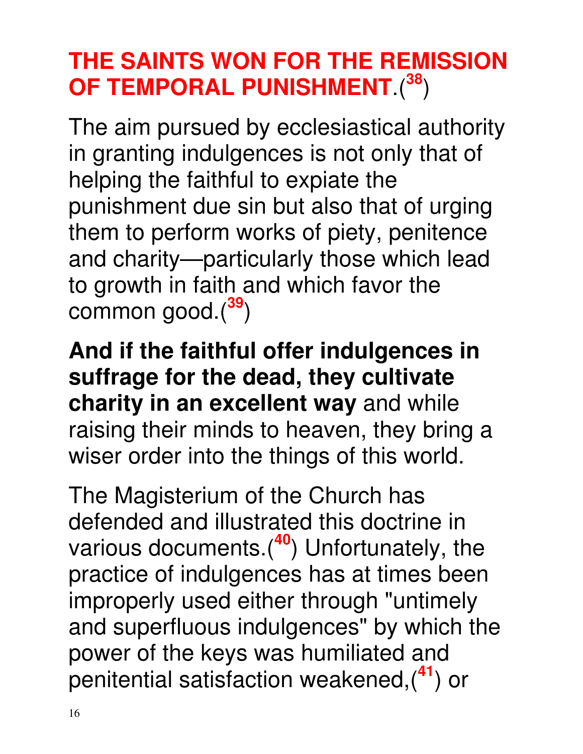## THE SAINTS WON FOR THE REMISSION OF TEMPORAL PUNISHMENT.([38])

The aim pursued by ecclesiastical authority in granting indulgences is not only that of helping the faithful to expiate the punishment due sin but also that of urging them to perform works of piety, penitence and charity—particularly those which lead to growth in faith and which favor the common good.([39])

**And if the faithful offer indulgences in suffrage for the dead, they cultivate charity in an excellent way** and while raising their minds to heaven, they bring a wiser order into the things of this world.

The Magisterium of the Church has defended and illustrated this doctrine in various documents.([40]) Unfortunately, the practice of indulgences has at times been improperly used either through "untimely and superfluous indulgences" by which the power of the keys was humiliated and penitential satisfaction weakened,([41]) or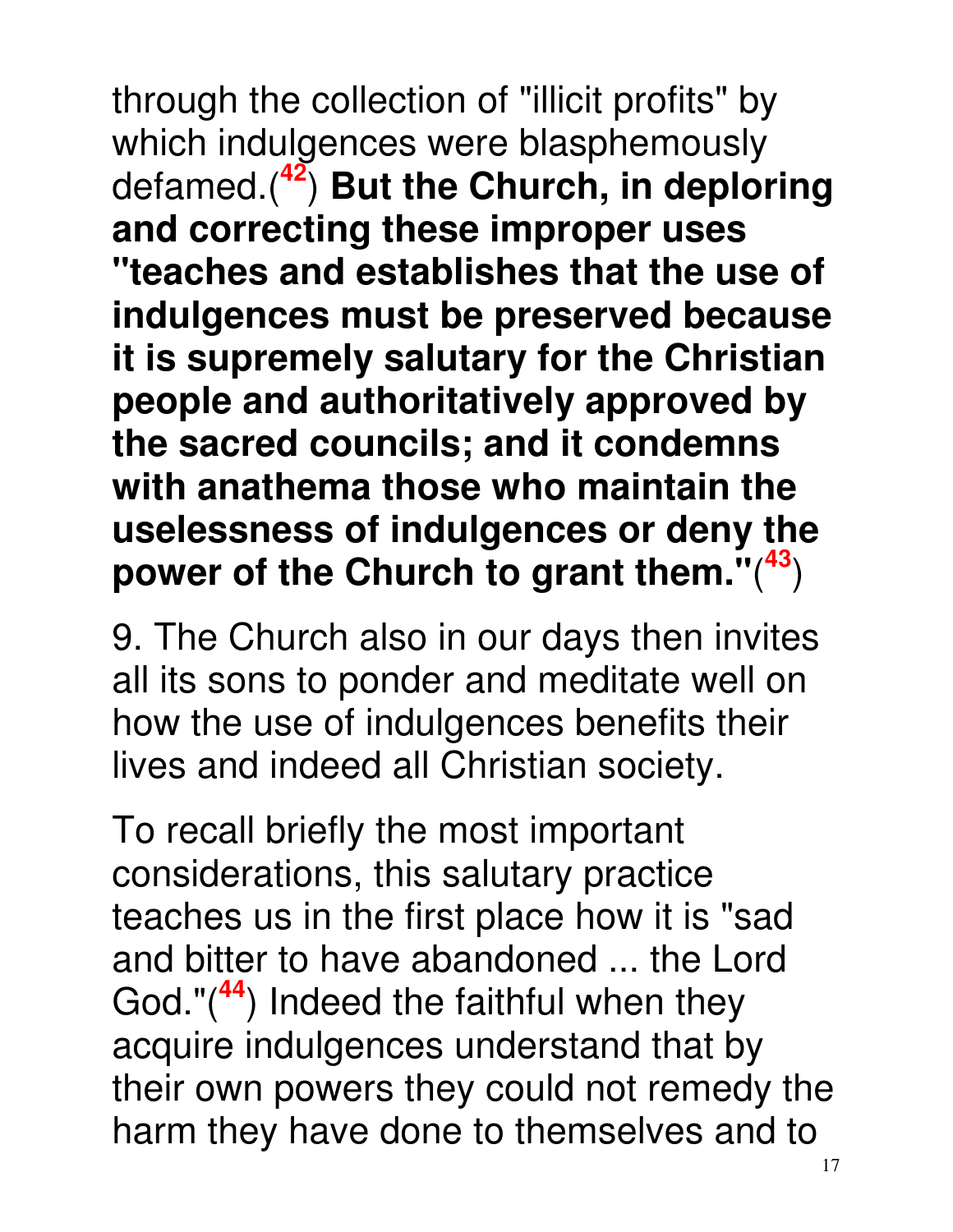through the collection of "illicit profits" by which indulgences were blasphemously defamed.([42]) **But the Church, in deploring and correcting these improper uses "teaches and establishes that the use of indulgences must be preserved because it is supremely salutary for the Christian people and authoritatively approved by the sacred councils; and it condemns with anathema those who maintain the uselessness of indulgences or deny the power of the Church to grant them."**([43])

9. The Church also in our days then invites all its sons to ponder and meditate well on how the use of indulgences benefits their lives and indeed all Christian society.

To recall briefly the most important considerations, this salutary practice teaches us in the first place how it is "sad and bitter to have abandoned ... the Lord God."([44]) Indeed the faithful when they acquire indulgences understand that by their own powers they could not remedy the harm they have done to themselves and to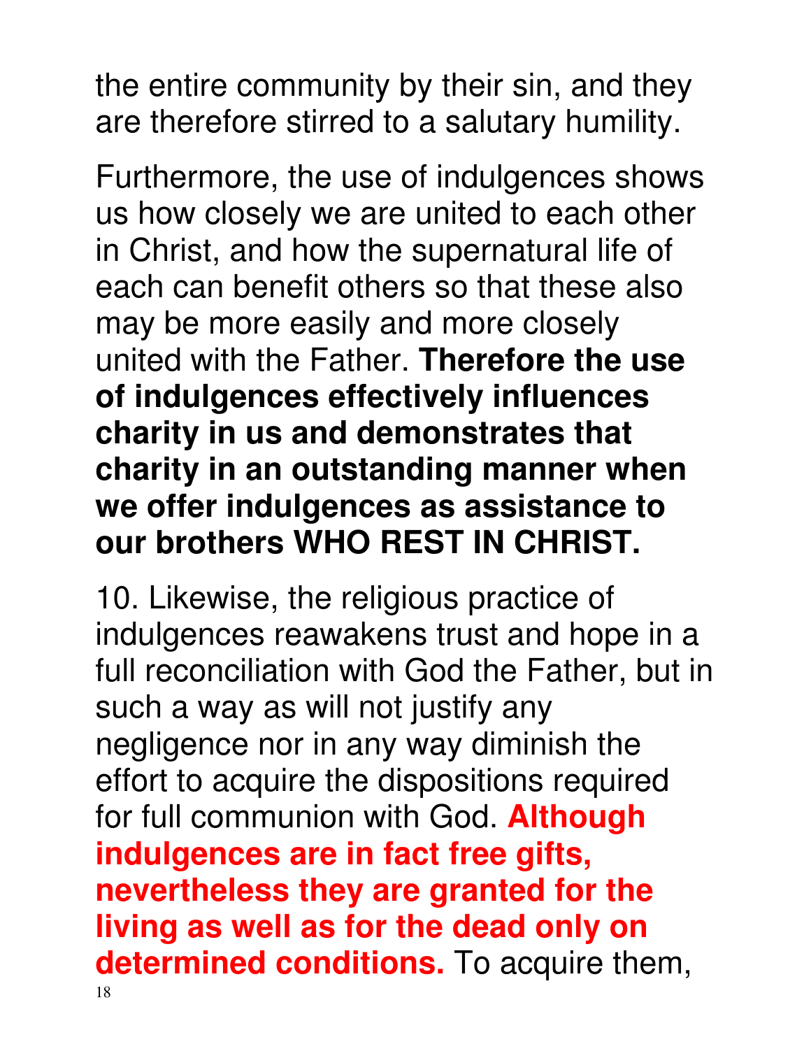the entire community by their sin, and they are therefore stirred to a salutary humility.

Furthermore, the use of indulgences shows us how closely we are united to each other in Christ, and how the supernatural life of each can benefit others so that these also may be more easily and more closely united with the Father. **Therefore the use of indulgences effectively influences charity in us and demonstrates that charity in an outstanding manner when we offer indulgences as assistance to our brothers WHO REST IN CHRIST.**

10. Likewise, the religious practice of indulgences reawakens trust and hope in a full reconciliation with God the Father, but in such a way as will not justify any negligence nor in any way diminish the effort to acquire the dispositions required for full communion with God. **Although indulgences are in fact free gifts, nevertheless they are granted for the living as well as for the dead only on determined conditions.** To acquire them,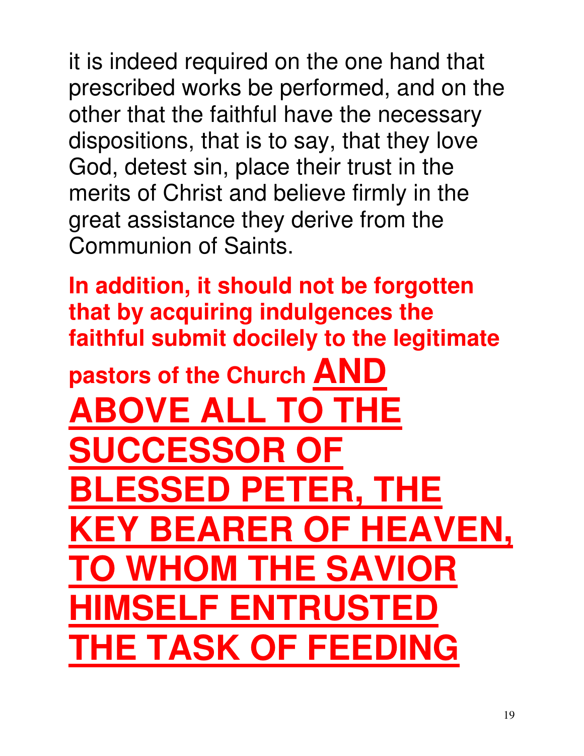it is indeed required on the one hand that prescribed works be performed, and on the other that the faithful have the necessary dispositions, that is to say, that they love God, detest sin, place their trust in the merits of Christ and believe firmly in the great assistance they derive from the Communion of Saints.

**In addition, it should not be forgotten that by acquiring indulgences the faithful submit docilely to the legitimate pastors of the Church** **<u>AND ABOVE ALL TO THE SUCCESSOR OF BLESSED PETER, THE KEY BEARER OF HEAVEN, TO WHOM THE SAVIOR HIMSELF ENTRUSTED THE TASK OF FEEDING</u>**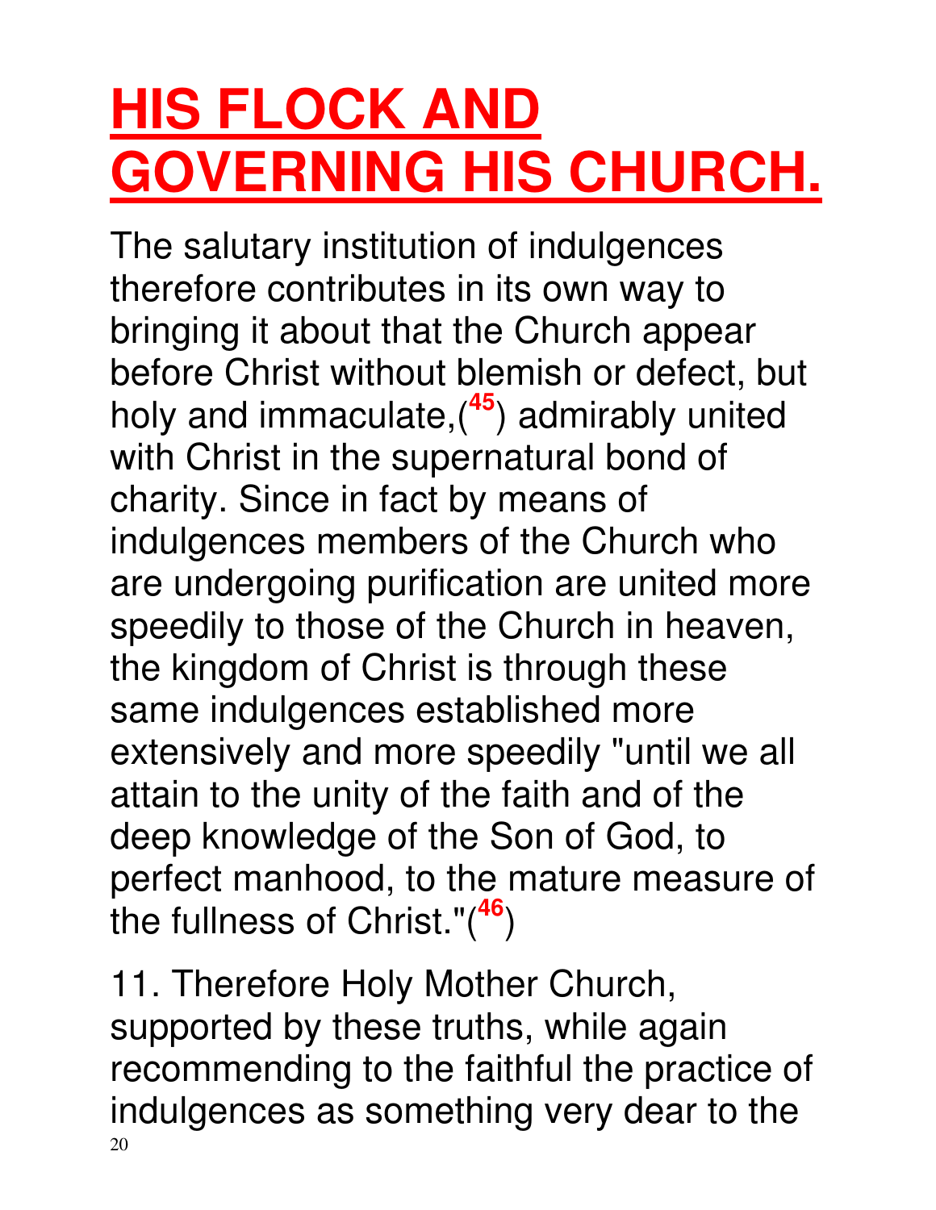# HIS FLOCK AND GOVERNING HIS CHURCH.

The salutary institution of indulgences therefore contributes in its own way to bringing it about that the Church appear before Christ without blemish or defect, but holy and immaculate,([45]) admirably united with Christ in the supernatural bond of charity. Since in fact by means of indulgences members of the Church who are undergoing purification are united more speedily to those of the Church in heaven, the kingdom of Christ is through these same indulgences established more extensively and more speedily "until we all attain to the unity of the faith and of the deep knowledge of the Son of God, to perfect manhood, to the mature measure of the fullness of Christ."([46])

11. Therefore Holy Mother Church, supported by these truths, while again recommending to the faithful the practice of indulgences as something very dear to the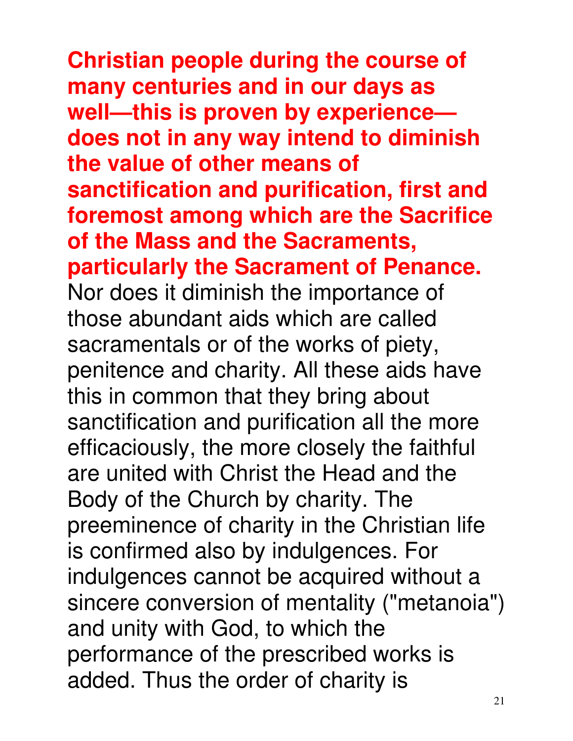**Christian people during the course of many centuries and in our days as well—this is proven by experience—does not in any way intend to diminish the value of other means of sanctification and purification, first and foremost among which are the Sacrifice of the Mass and the Sacraments, particularly the Sacrament of Penance.** Nor does it diminish the importance of those abundant aids which are called sacramentals or of the works of piety, penitence and charity. All these aids have this in common that they bring about sanctification and purification all the more efficaciously, the more closely the faithful are united with Christ the Head and the Body of the Church by charity. The preeminence of charity in the Christian life is confirmed also by indulgences. For indulgences cannot be acquired without a sincere conversion of mentality ("metanoia") and unity with God, to which the performance of the prescribed works is added. Thus the order of charity is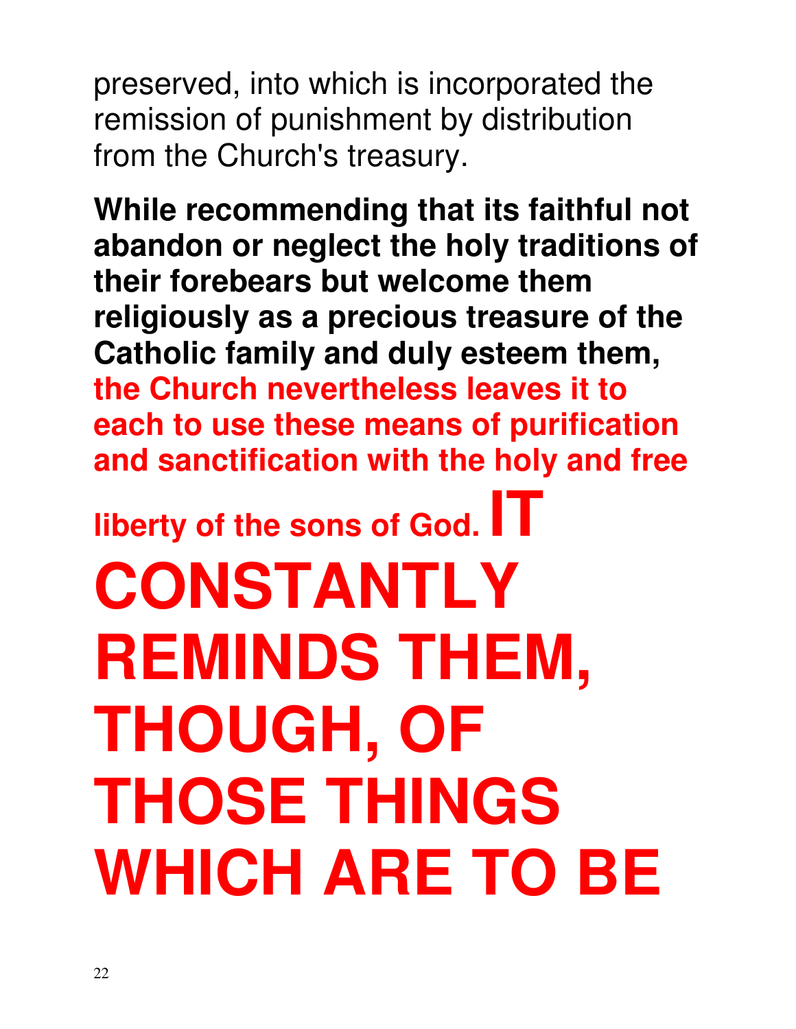preserved, into which is incorporated the remission of punishment by distribution from the Church's treasury.

**While recommending that its faithful not abandon or neglect the holy traditions of their forebears but welcome them religiously as a precious treasure of the Catholic family and duly esteem them, the Church nevertheless leaves it to each to use these means of purification and sanctification with the holy and free liberty of the sons of God.** **IT CONSTANTLY REMINDS THEM, THOUGH, OF THOSE THINGS WHICH ARE TO BE**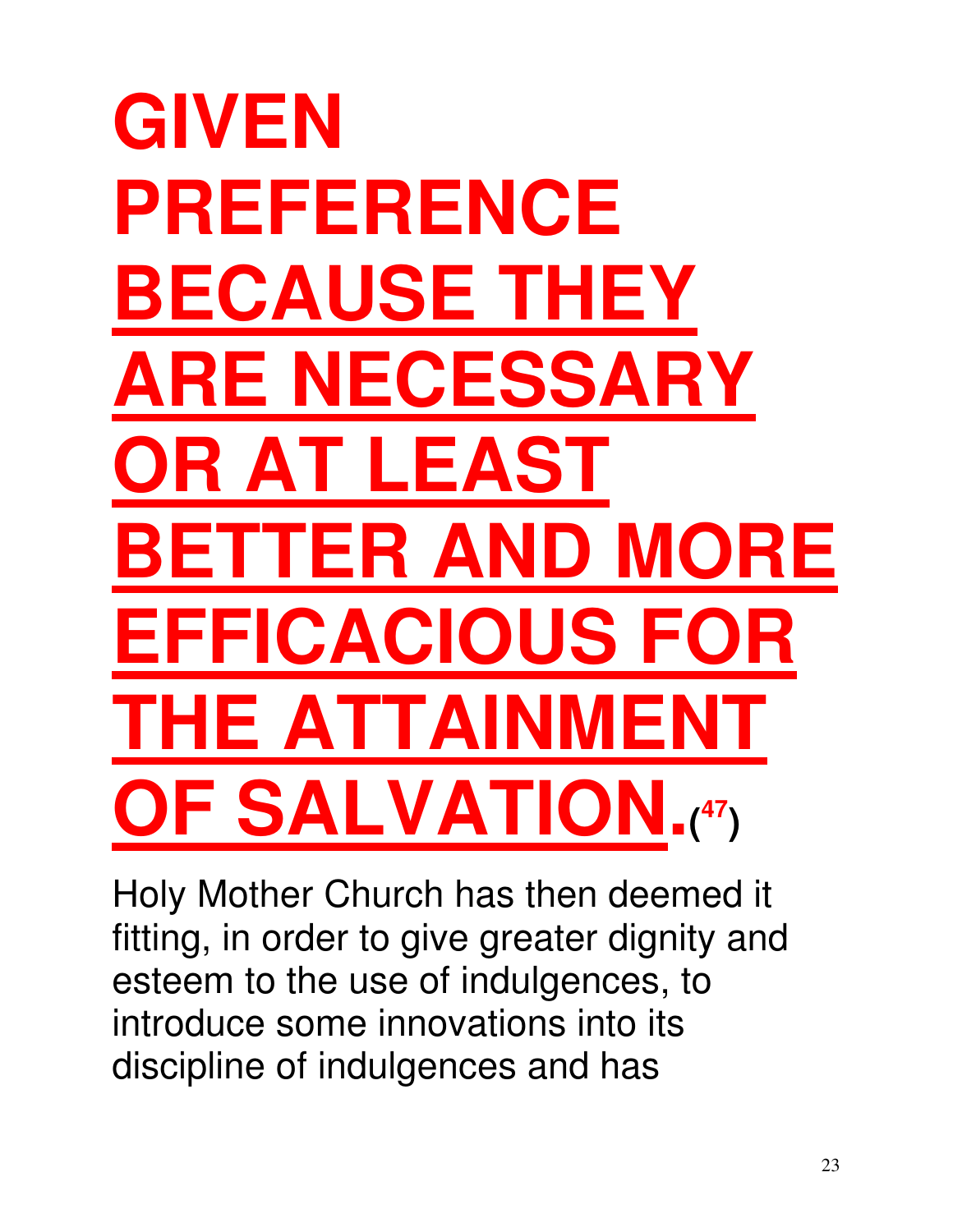**GIVEN PREFERENCE <u>BECAUSE THEY ARE NECESSARY OR AT LEAST BETTER AND MORE EFFICACIOUS FOR THE ATTAINMENT OF SALVATION</u>.** [47]

Holy Mother Church has then deemed it fitting, in order to give greater dignity and esteem to the use of indulgences, to introduce some innovations into its discipline of indulgences and has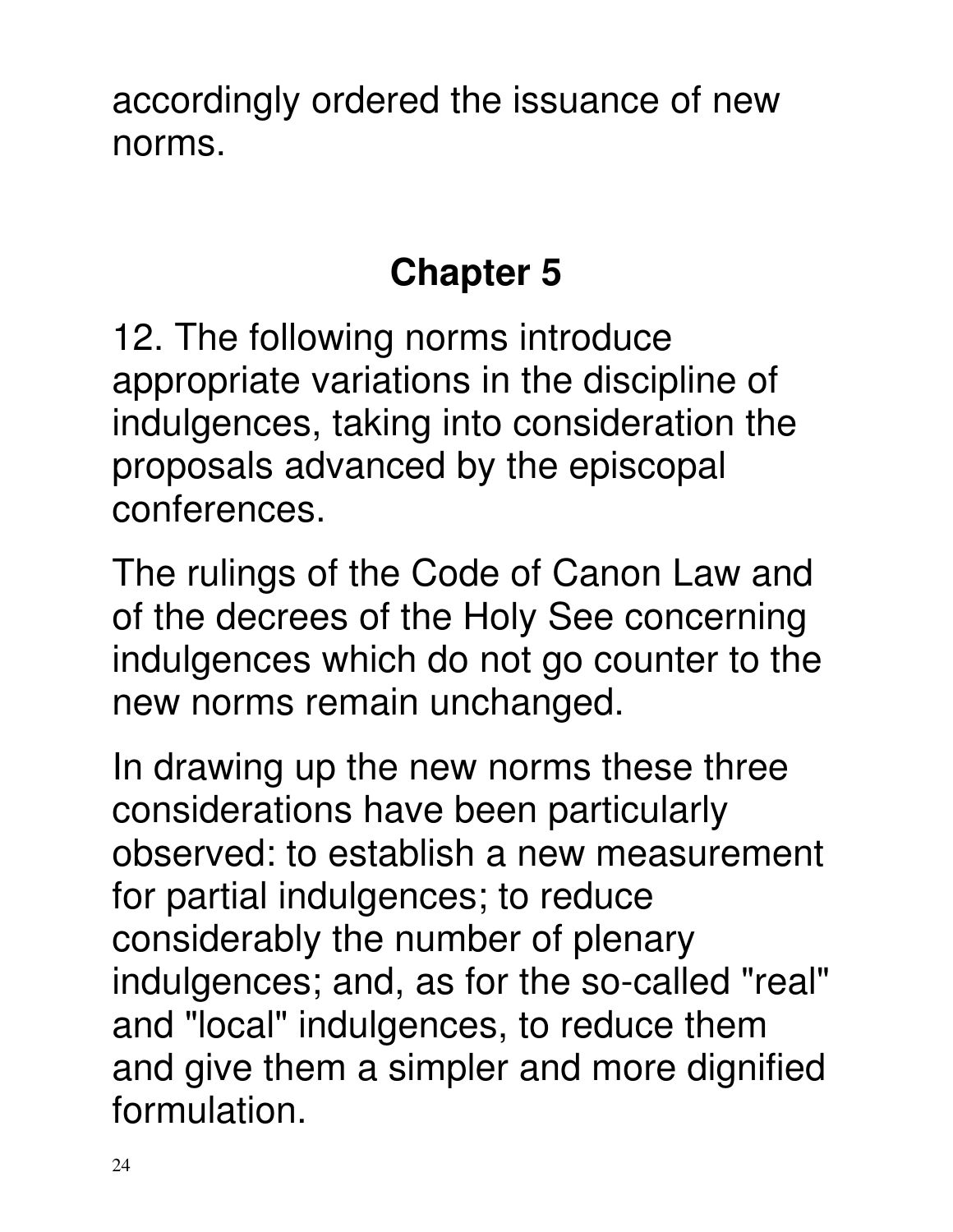accordingly ordered the issuance of new norms.

## Chapter 5

12. The following norms introduce appropriate variations in the discipline of indulgences, taking into consideration the proposals advanced by the episcopal conferences.

The rulings of the Code of Canon Law and of the decrees of the Holy See concerning indulgences which do not go counter to the new norms remain unchanged.

In drawing up the new norms these three considerations have been particularly observed: to establish a new measurement for partial indulgences; to reduce considerably the number of plenary indulgences; and, as for the so-called "real" and "local" indulgences, to reduce them and give them a simpler and more dignified formulation.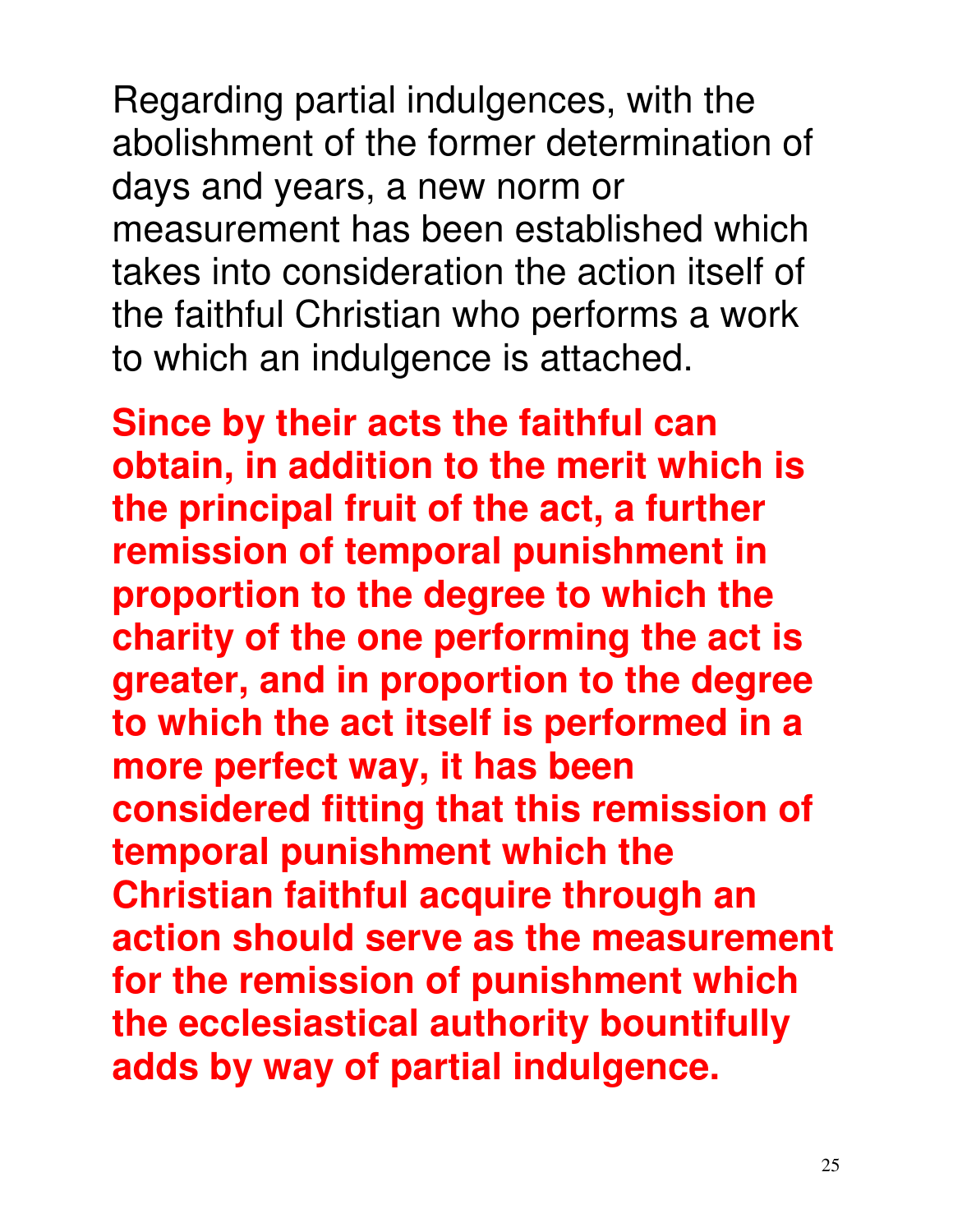Regarding partial indulgences, with the abolishment of the former determination of days and years, a new norm or measurement has been established which takes into consideration the action itself of the faithful Christian who performs a work to which an indulgence is attached.

**Since by their acts the faithful can obtain, in addition to the merit which is the principal fruit of the act, a further remission of temporal punishment in proportion to the degree to which the charity of the one performing the act is greater, and in proportion to the degree to which the act itself is performed in a more perfect way, it has been considered fitting that this remission of temporal punishment which the Christian faithful acquire through an action should serve as the measurement for the remission of punishment which the ecclesiastical authority bountifully adds by way of partial indulgence.**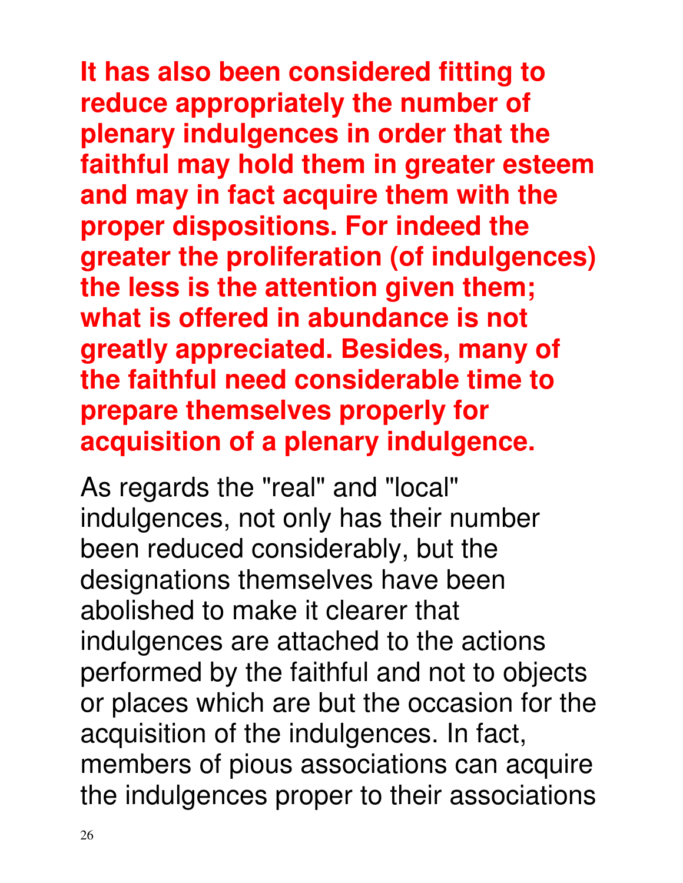**It has also been considered fitting to reduce appropriately the number of plenary indulgences in order that the faithful may hold them in greater esteem and may in fact acquire them with the proper dispositions. For indeed the greater the proliferation (of indulgences) the less is the attention given them; what is offered in abundance is not greatly appreciated. Besides, many of the faithful need considerable time to prepare themselves properly for acquisition of a plenary indulgence.**

As regards the "real" and "local" indulgences, not only has their number been reduced considerably, but the designations themselves have been abolished to make it clearer that indulgences are attached to the actions performed by the faithful and not to objects or places which are but the occasion for the acquisition of the indulgences. In fact, members of pious associations can acquire the indulgences proper to their associations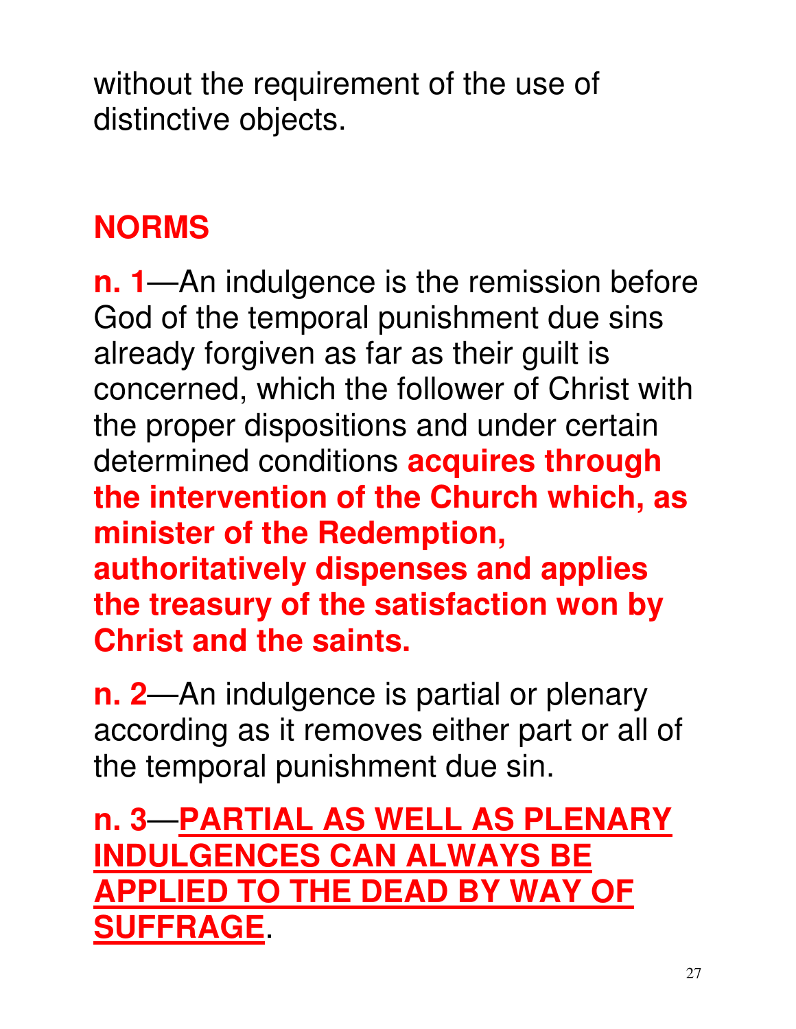without the requirement of the use of distinctive objects.

## NORMS

**n. 1**—An indulgence is the remission before God of the temporal punishment due sins already forgiven as far as their guilt is concerned, which the follower of Christ with the proper dispositions and under certain determined conditions **acquires through the intervention of the Church which, as minister of the Redemption, authoritatively dispenses and applies the treasury of the satisfaction won by Christ and the saints.**

**n. 2**—An indulgence is partial or plenary according as it removes either part or all of the temporal punishment due sin.

**n. 3**—<u>**PARTIAL AS WELL AS PLENARY INDULGENCES CAN ALWAYS BE APPLIED TO THE DEAD BY WAY OF SUFFRAGE**</u>.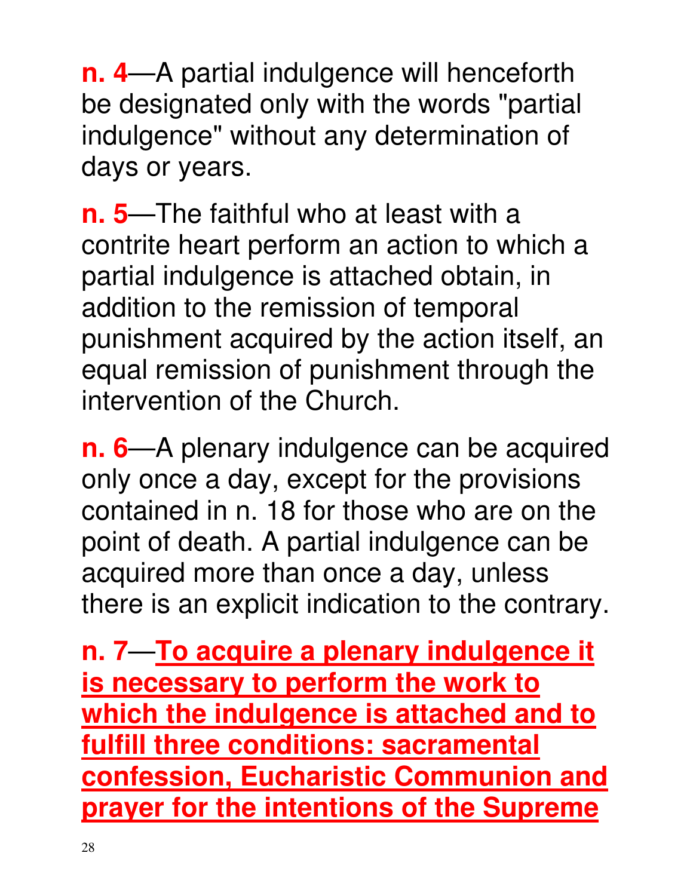**n. 4**—A partial indulgence will henceforth be designated only with the words "partial indulgence" without any determination of days or years.

**n. 5**—The faithful who at least with a contrite heart perform an action to which a partial indulgence is attached obtain, in addition to the remission of temporal punishment acquired by the action itself, an equal remission of punishment through the intervention of the Church.

**n. 6**—A plenary indulgence can be acquired only once a day, except for the provisions contained in n. 18 for those who are on the point of death. A partial indulgence can be acquired more than once a day, unless there is an explicit indication to the contrary.

**n. 7**—**To acquire a plenary indulgence it is necessary to perform the work to which the indulgence is attached and to fulfill three conditions: sacramental confession, Eucharistic Communion and prayer for the intentions of the Supreme**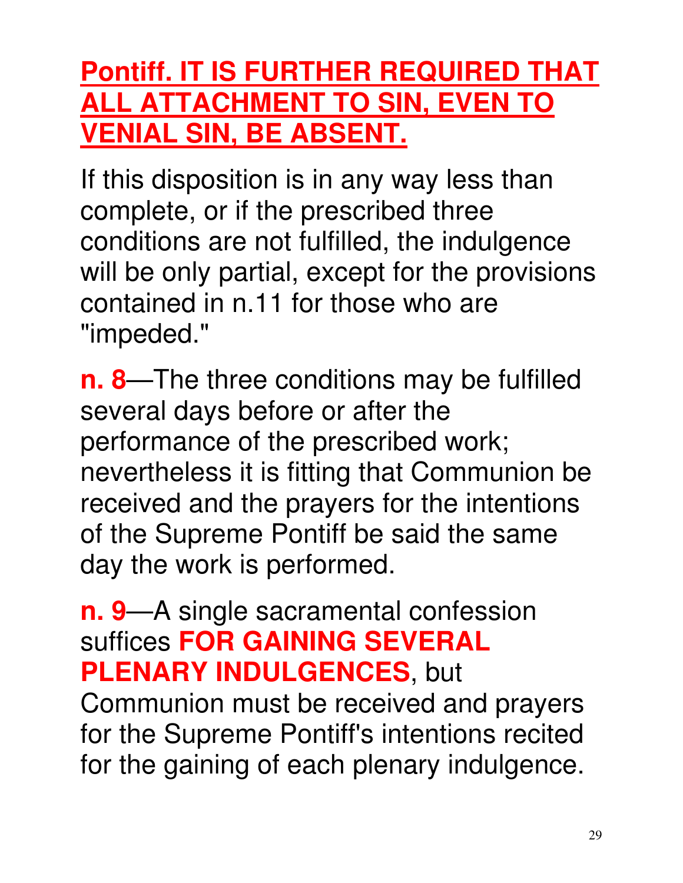**Pontiff. IT IS FURTHER REQUIRED THAT ALL ATTACHMENT TO SIN, EVEN TO VENIAL SIN, BE ABSENT.**

If this disposition is in any way less than complete, or if the prescribed three conditions are not fulfilled, the indulgence will be only partial, except for the provisions contained in n.11 for those who are "impeded."

**n. 8**—The three conditions may be fulfilled several days before or after the performance of the prescribed work; nevertheless it is fitting that Communion be received and the prayers for the intentions of the Supreme Pontiff be said the same day the work is performed.

**n. 9**—A single sacramental confession suffices **FOR GAINING SEVERAL PLENARY INDULGENCES**, but Communion must be received and prayers for the Supreme Pontiff's intentions recited for the gaining of each plenary indulgence.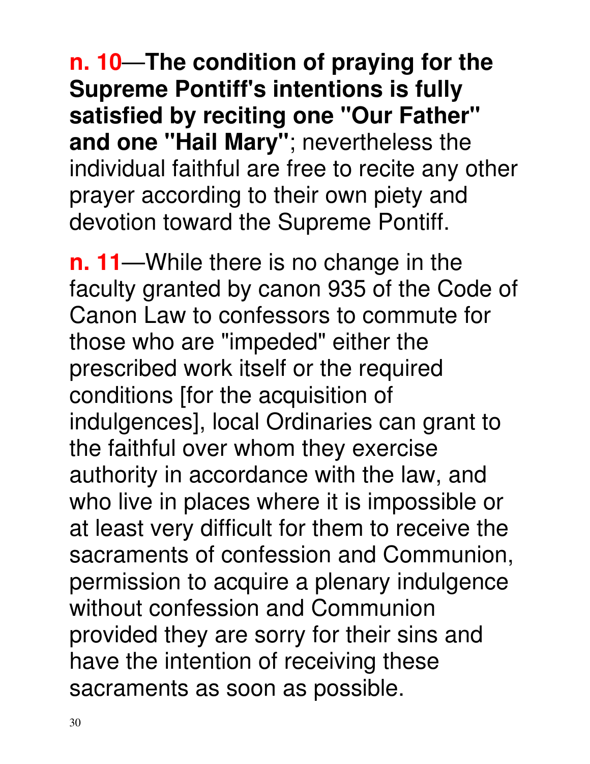**n. 10—The condition of praying for the Supreme Pontiff's intentions is fully satisfied by reciting one "Our Father" and one "Hail Mary"**; nevertheless the individual faithful are free to recite any other prayer according to their own piety and devotion toward the Supreme Pontiff.

**n. 11**—While there is no change in the faculty granted by canon 935 of the Code of Canon Law to confessors to commute for those who are "impeded" either the prescribed work itself or the required conditions [for the acquisition of indulgences], local Ordinaries can grant to the faithful over whom they exercise authority in accordance with the law, and who live in places where it is impossible or at least very difficult for them to receive the sacraments of confession and Communion, permission to acquire a plenary indulgence without confession and Communion provided they are sorry for their sins and have the intention of receiving these sacraments as soon as possible.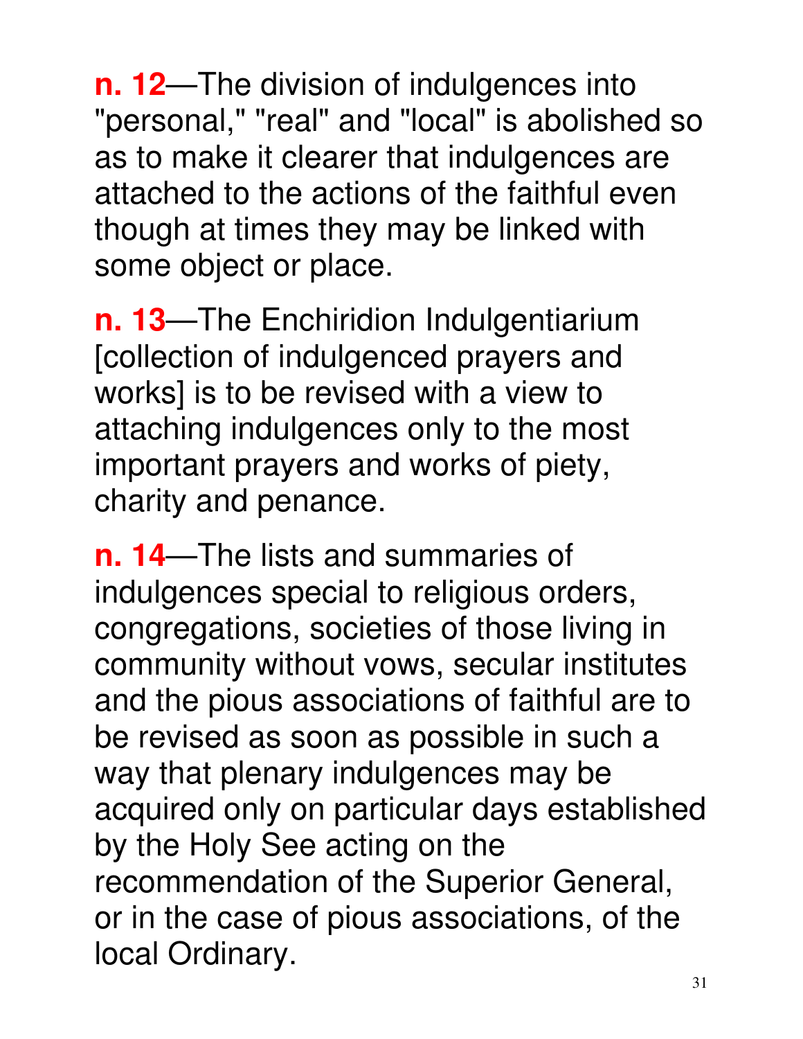**n. 12**—The division of indulgences into "personal," "real" and "local" is abolished so as to make it clearer that indulgences are attached to the actions of the faithful even though at times they may be linked with some object or place.

**n. 13**—The Enchiridion Indulgentiarium [collection of indulgenced prayers and works] is to be revised with a view to attaching indulgences only to the most important prayers and works of piety, charity and penance.

**n. 14**—The lists and summaries of indulgences special to religious orders, congregations, societies of those living in community without vows, secular institutes and the pious associations of faithful are to be revised as soon as possible in such a way that plenary indulgences may be acquired only on particular days established by the Holy See acting on the recommendation of the Superior General, or in the case of pious associations, of the local Ordinary.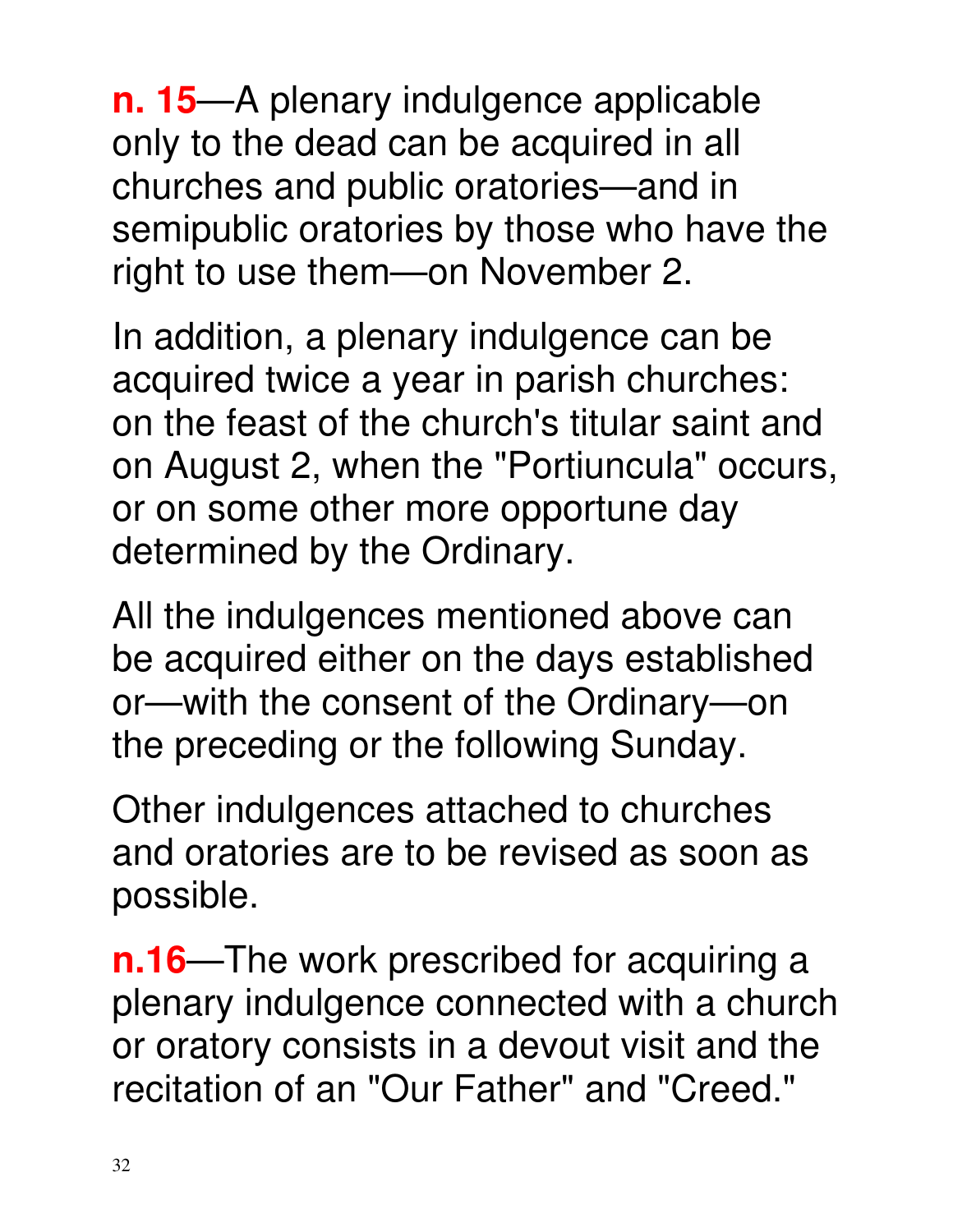**n. 15**—A plenary indulgence applicable only to the dead can be acquired in all churches and public oratories—and in semipublic oratories by those who have the right to use them—on November 2.

In addition, a plenary indulgence can be acquired twice a year in parish churches: on the feast of the church's titular saint and on August 2, when the "Portiuncula" occurs, or on some other more opportune day determined by the Ordinary.

All the indulgences mentioned above can be acquired either on the days established or—with the consent of the Ordinary—on the preceding or the following Sunday.

Other indulgences attached to churches and oratories are to be revised as soon as possible.

**n.16**—The work prescribed for acquiring a plenary indulgence connected with a church or oratory consists in a devout visit and the recitation of an "Our Father" and "Creed."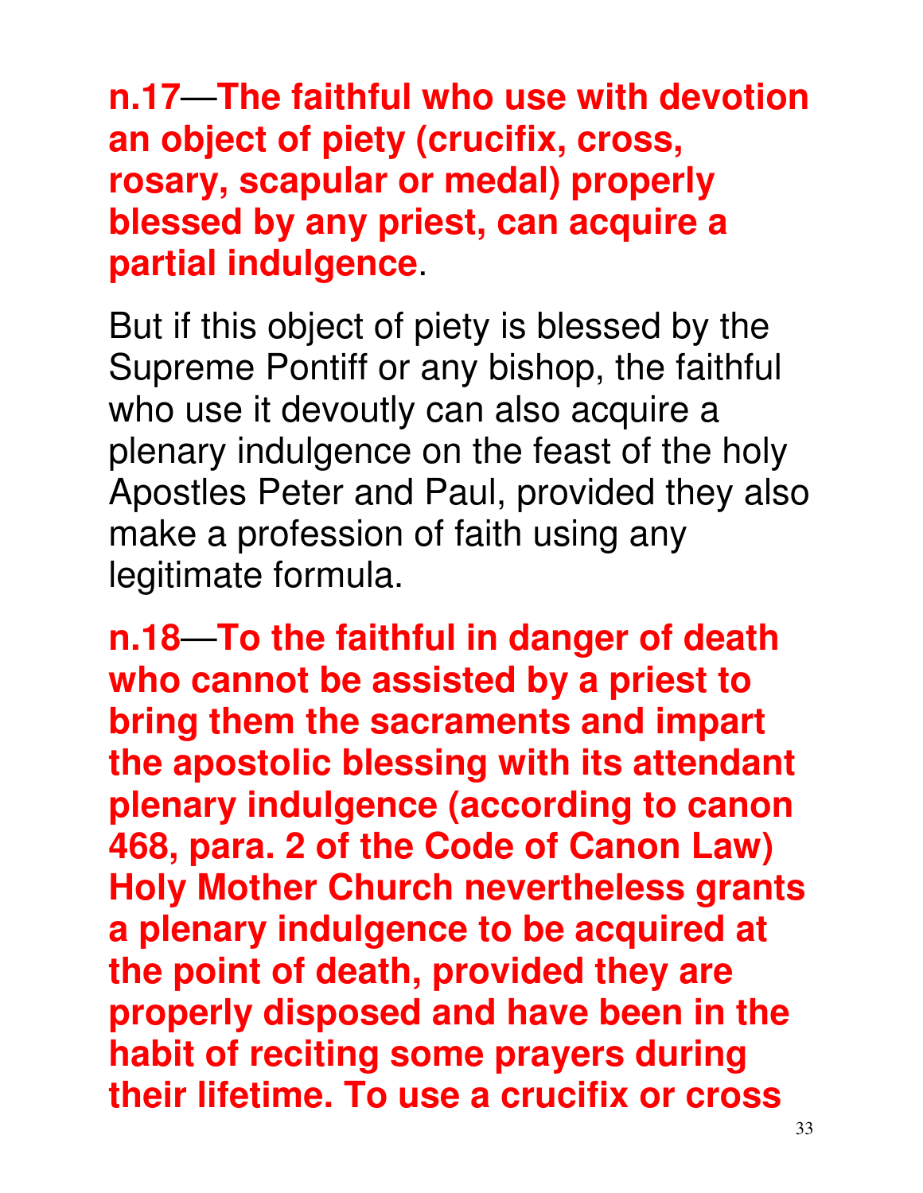**n.17—The faithful who use with devotion an object of piety (crucifix, cross, rosary, scapular or medal) properly blessed by any priest, can acquire a partial indulgence**.

But if this object of piety is blessed by the Supreme Pontiff or any bishop, the faithful who use it devoutly can also acquire a plenary indulgence on the feast of the holy Apostles Peter and Paul, provided they also make a profession of faith using any legitimate formula.

**n.18—To the faithful in danger of death who cannot be assisted by a priest to bring them the sacraments and impart the apostolic blessing with its attendant plenary indulgence (according to canon 468, para. 2 of the Code of Canon Law) Holy Mother Church nevertheless grants a plenary indulgence to be acquired at the point of death, provided they are properly disposed and have been in the habit of reciting some prayers during their lifetime. To use a crucifix or cross**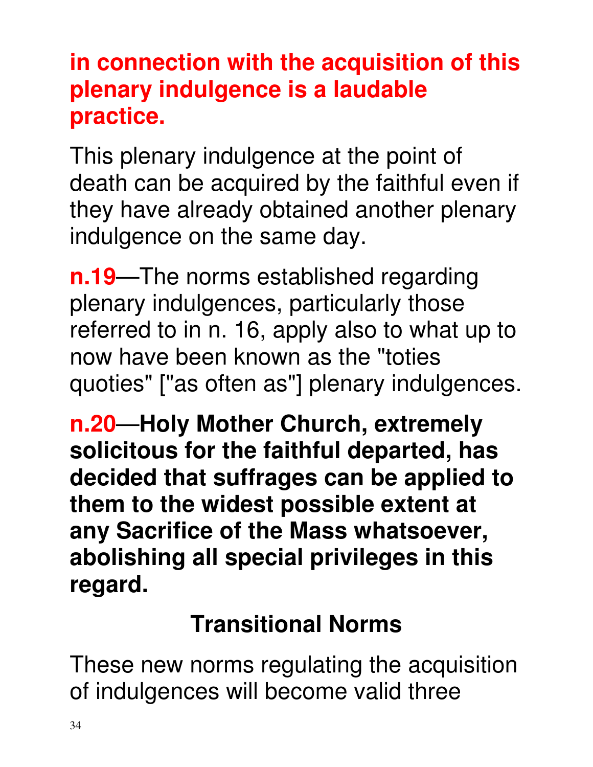**in connection with the acquisition of this plenary indulgence is a laudable practice.**

This plenary indulgence at the point of death can be acquired by the faithful even if they have already obtained another plenary indulgence on the same day.

**n.19**—The norms established regarding plenary indulgences, particularly those referred to in n. 16, apply also to what up to now have been known as the "toties quoties" ["as often as"] plenary indulgences.

**n.20—Holy Mother Church, extremely solicitous for the faithful departed, has decided that suffrages can be applied to them to the widest possible extent at any Sacrifice of the Mass whatsoever, abolishing all special privileges in this regard.**

## Transitional Norms

These new norms regulating the acquisition of indulgences will become valid three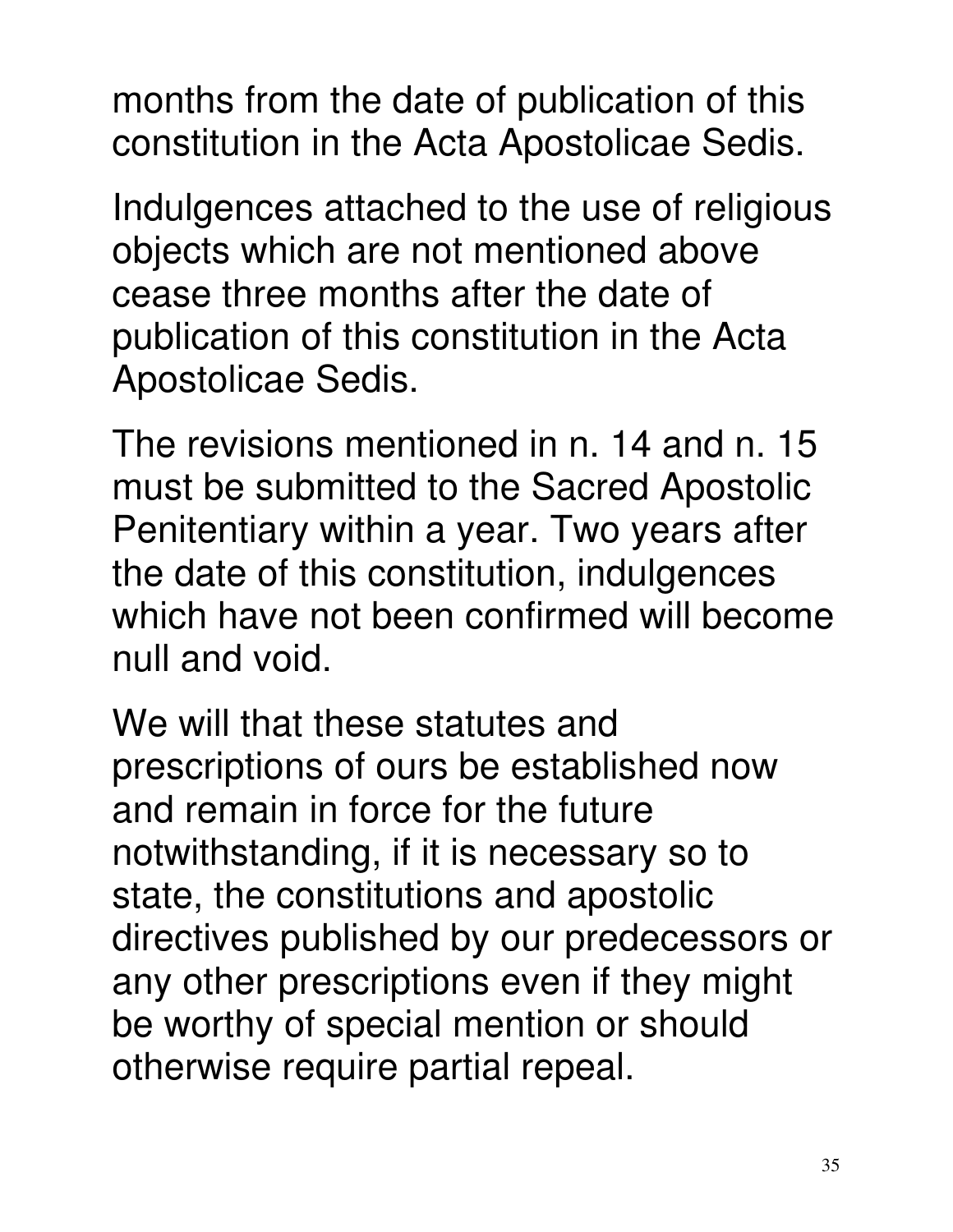months from the date of publication of this constitution in the Acta Apostolicae Sedis.

Indulgences attached to the use of religious objects which are not mentioned above cease three months after the date of publication of this constitution in the Acta Apostolicae Sedis.

The revisions mentioned in n. 14 and n. 15 must be submitted to the Sacred Apostolic Penitentiary within a year. Two years after the date of this constitution, indulgences which have not been confirmed will become null and void.

We will that these statutes and prescriptions of ours be established now and remain in force for the future notwithstanding, if it is necessary so to state, the constitutions and apostolic directives published by our predecessors or any other prescriptions even if they might be worthy of special mention or should otherwise require partial repeal.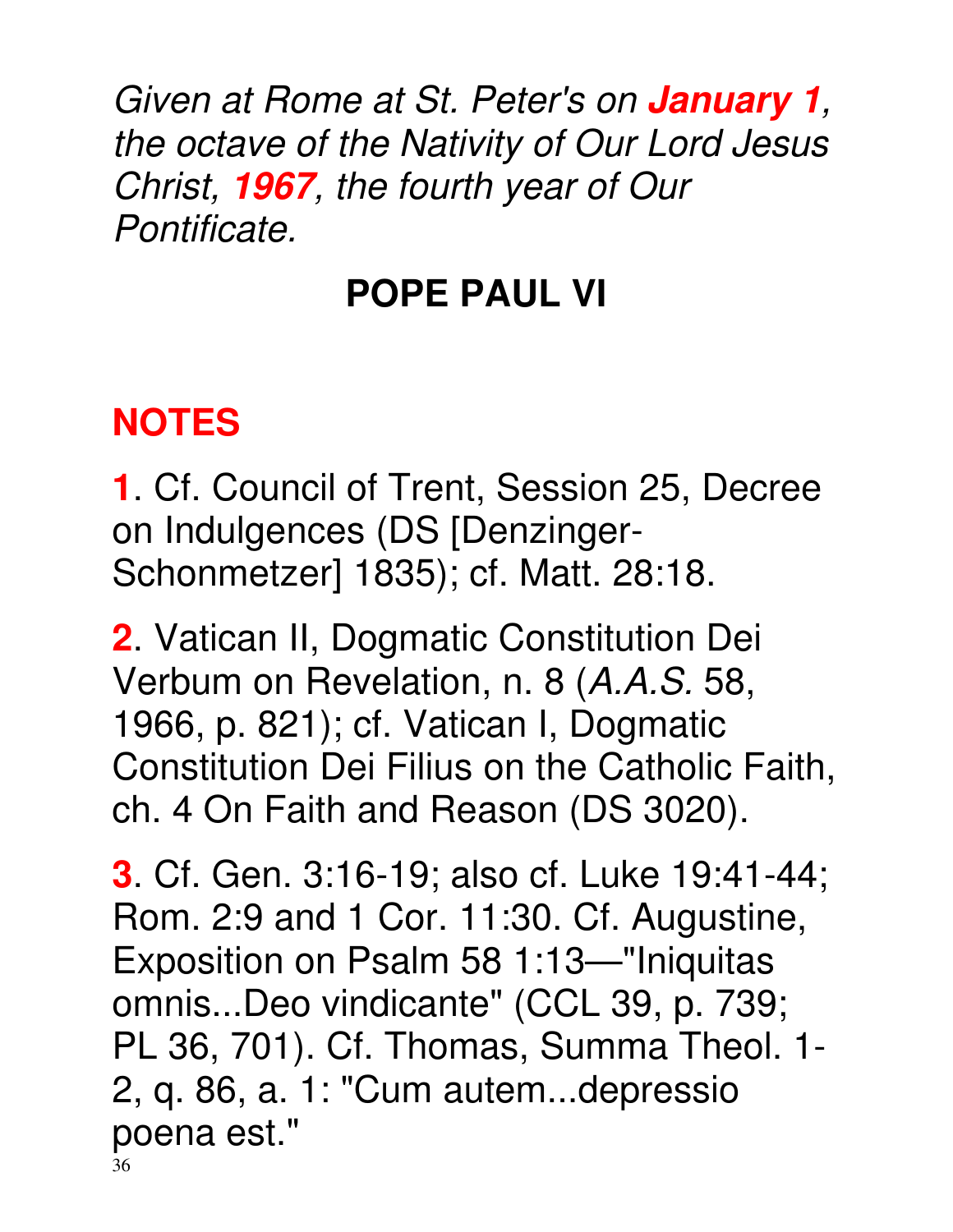*Given at Rome at St. Peter's on **January 1**, the octave of the Nativity of Our Lord Jesus Christ, **1967**, the fourth year of Our Pontificate.*

**POPE PAUL VI**

## NOTES

**1**. Cf. Council of Trent, Session 25, Decree on Indulgences (DS [Denzinger-Schonmetzer] 1835); cf. Matt. 28:18.

**2**. Vatican II, Dogmatic Constitution Dei Verbum on Revelation, n. 8 (*A.A.S.* 58, 1966, p. 821); cf. Vatican I, Dogmatic Constitution Dei Filius on the Catholic Faith, ch. 4 On Faith and Reason (DS 3020).

**3**. Cf. Gen. 3:16-19; also cf. Luke 19:41-44; Rom. 2:9 and 1 Cor. 11:30. Cf. Augustine, Exposition on Psalm 58 1:13—"Iniquitas omnis...Deo vindicante" (CCL 39, p. 739; PL 36, 701). Cf. Thomas, Summa Theol. 1-2, q. 86, a. 1: "Cum autem...depressio poena est."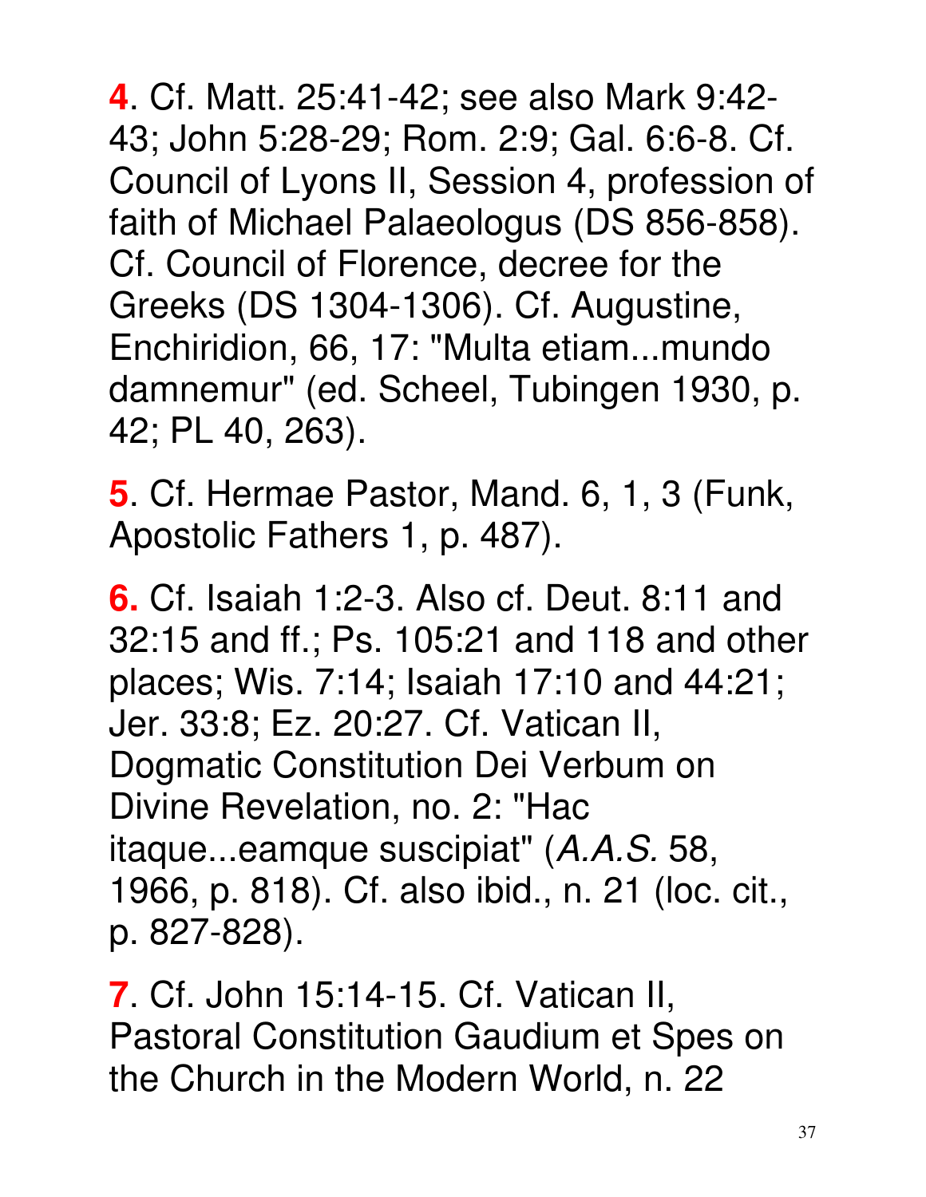**4**. Cf. Matt. 25:41-42; see also Mark 9:42-43; John 5:28-29; Rom. 2:9; Gal. 6:6-8. Cf. Council of Lyons II, Session 4, profession of faith of Michael Palaeologus (DS 856-858). Cf. Council of Florence, decree for the Greeks (DS 1304-1306). Cf. Augustine, Enchiridion, 66, 17: "Multa etiam...mundo damnemur" (ed. Scheel, Tubingen 1930, p. 42; PL 40, 263).

**5**. Cf. Hermae Pastor, Mand. 6, 1, 3 (Funk, Apostolic Fathers 1, p. 487).

**6.** Cf. Isaiah 1:2-3. Also cf. Deut. 8:11 and 32:15 and ff.; Ps. 105:21 and 118 and other places; Wis. 7:14; Isaiah 17:10 and 44:21; Jer. 33:8; Ez. 20:27. Cf. Vatican II, Dogmatic Constitution Dei Verbum on Divine Revelation, no. 2: "Hac itaque...eamque suscipiat" (*A.A.S.* 58, 1966, p. 818). Cf. also ibid., n. 21 (loc. cit., p. 827-828).

**7**. Cf. John 15:14-15. Cf. Vatican II, Pastoral Constitution Gaudium et Spes on the Church in the Modern World, n. 22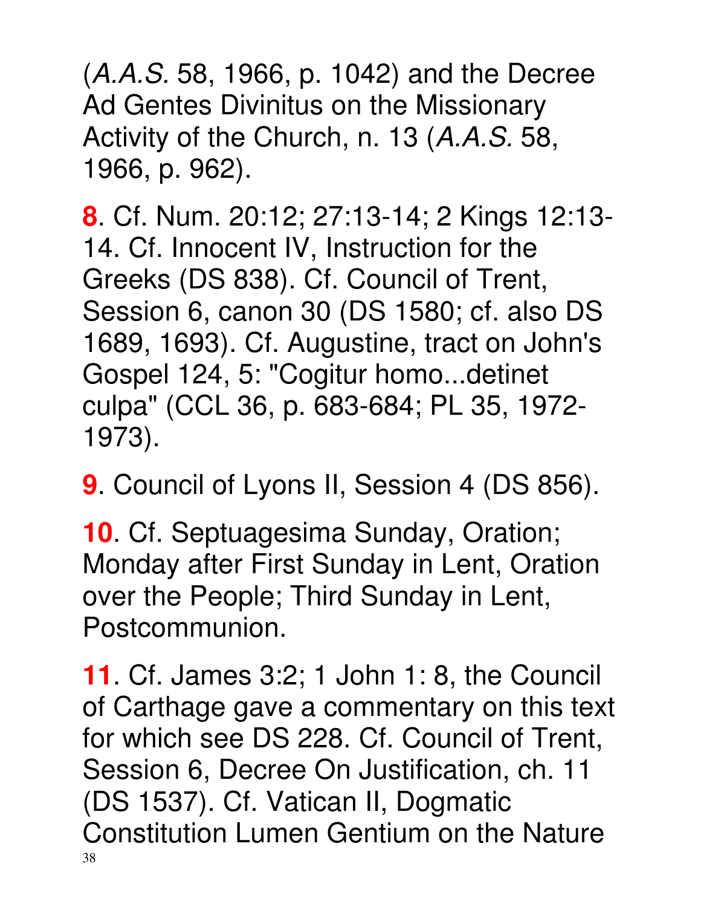(*A.A.S.* 58, 1966, p. 1042) and the Decree Ad Gentes Divinitus on the Missionary Activity of the Church, n. 13 (*A.A.S.* 58, 1966, p. 962).

**8**. Cf. Num. 20:12; 27:13-14; 2 Kings 12:13-14. Cf. Innocent IV, Instruction for the Greeks (DS 838). Cf. Council of Trent, Session 6, canon 30 (DS 1580; cf. also DS 1689, 1693). Cf. Augustine, tract on John's Gospel 124, 5: "Cogitur homo...detinet culpa" (CCL 36, p. 683-684; PL 35, 1972-1973).

**9**. Council of Lyons II, Session 4 (DS 856).

**10**. Cf. Septuagesima Sunday, Oration; Monday after First Sunday in Lent, Oration over the People; Third Sunday in Lent, Postcommunion.

**11**. Cf. James 3:2; 1 John 1: 8, the Council of Carthage gave a commentary on this text for which see DS 228. Cf. Council of Trent, Session 6, Decree On Justification, ch. 11 (DS 1537). Cf. Vatican II, Dogmatic Constitution Lumen Gentium on the Nature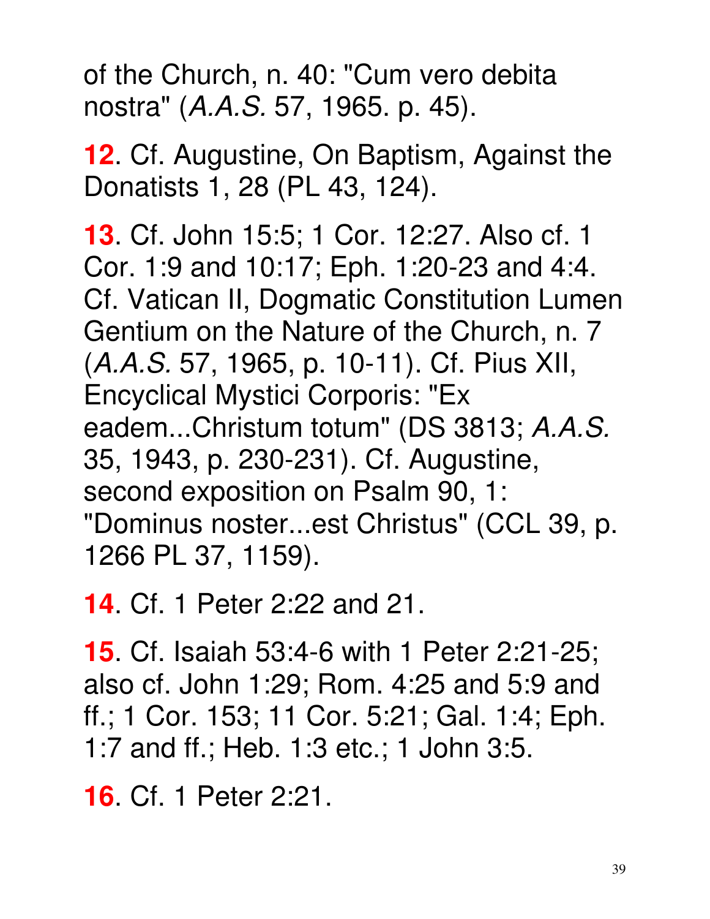of the Church, n. 40: "Cum vero debita nostra" (*A.A.S.* 57, 1965. p. 45).

**12**. Cf. Augustine, On Baptism, Against the Donatists 1, 28 (PL 43, 124).

**13**. Cf. John 15:5; 1 Cor. 12:27. Also cf. 1 Cor. 1:9 and 10:17; Eph. 1:20-23 and 4:4. Cf. Vatican II, Dogmatic Constitution Lumen Gentium on the Nature of the Church, n. 7 (*A.A.S.* 57, 1965, p. 10-11). Cf. Pius XII, Encyclical Mystici Corporis: "Ex eadem...Christum totum" (DS 3813; *A.A.S.* 35, 1943, p. 230-231). Cf. Augustine, second exposition on Psalm 90, 1: "Dominus noster...est Christus" (CCL 39, p. 1266 PL 37, 1159).

**14**. Cf. 1 Peter 2:22 and 21.

**15**. Cf. Isaiah 53:4-6 with 1 Peter 2:21-25; also cf. John 1:29; Rom. 4:25 and 5:9 and ff.; 1 Cor. 153; 11 Cor. 5:21; Gal. 1:4; Eph. 1:7 and ff.; Heb. 1:3 etc.; 1 John 3:5.

**16**. Cf. 1 Peter 2:21.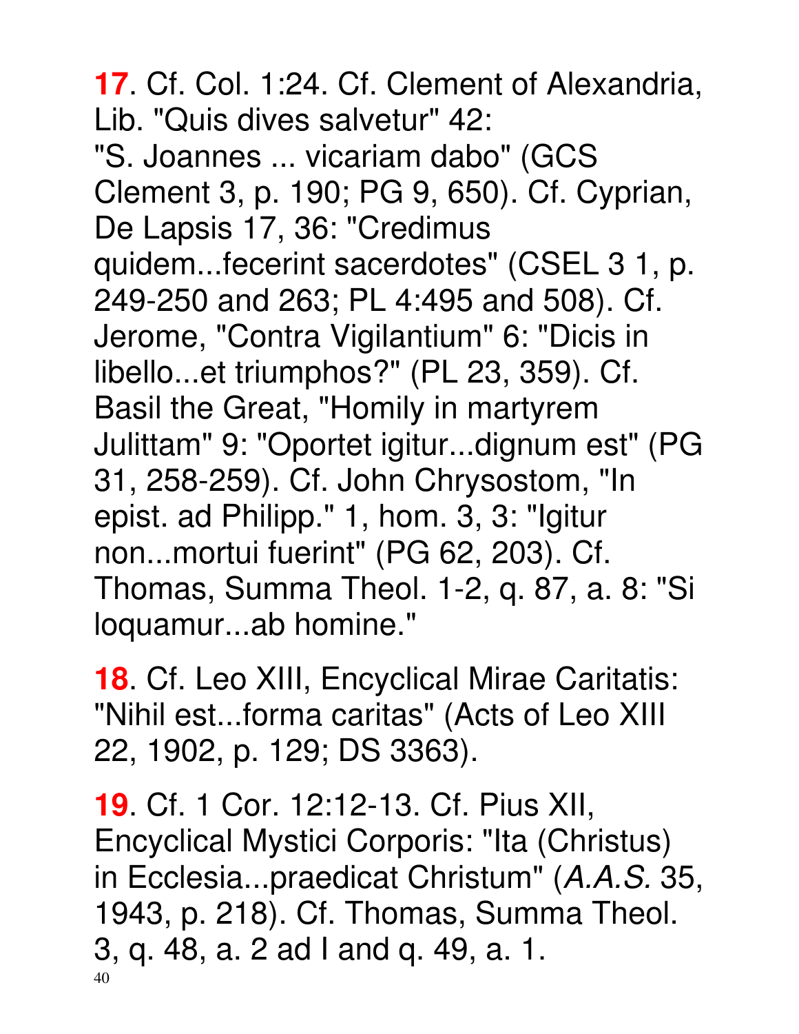**17**. Cf. Col. 1:24. Cf. Clement of Alexandria, Lib. "Quis dives salvetur" 42: "S. Joannes ... vicariam dabo" (GCS Clement 3, p. 190; PG 9, 650). Cf. Cyprian, De Lapsis 17, 36: "Credimus quidem...fecerint sacerdotes" (CSEL 3 1, p. 249-250 and 263; PL 4:495 and 508). Cf. Jerome, "Contra Vigilantium" 6: "Dicis in libello...et triumphos?" (PL 23, 359). Cf. Basil the Great, "Homily in martyrem Julittam" 9: "Oportet igitur...dignum est" (PG 31, 258-259). Cf. John Chrysostom, "In epist. ad Philipp." 1, hom. 3, 3: "Igitur non...mortui fuerint" (PG 62, 203). Cf. Thomas, Summa Theol. 1-2, q. 87, a. 8: "Si loquamur...ab homine."

**18**. Cf. Leo XIII, Encyclical Mirae Caritatis: "Nihil est...forma caritas" (Acts of Leo XIII 22, 1902, p. 129; DS 3363).

**19**. Cf. 1 Cor. 12:12-13. Cf. Pius XII, Encyclical Mystici Corporis: "Ita (Christus) in Ecclesia...praedicat Christum" (*A.A.S.* 35, 1943, p. 218). Cf. Thomas, Summa Theol. 3, q. 48, a. 2 ad I and q. 49, a. 1.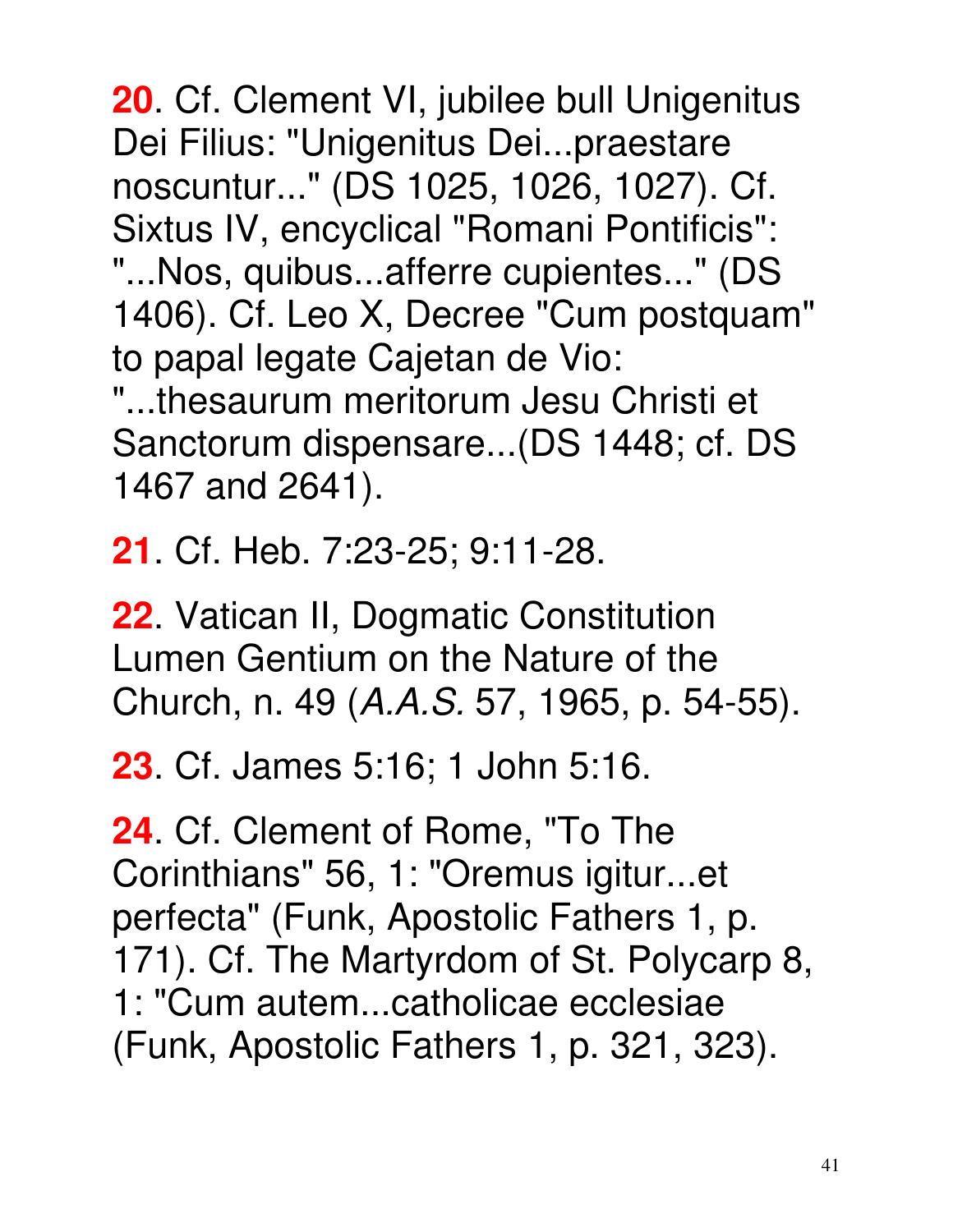**20**. Cf. Clement VI, jubilee bull Unigenitus Dei Filius: "Unigenitus Dei...praestare noscuntur..." (DS 1025, 1026, 1027). Cf. Sixtus IV, encyclical "Romani Pontificis": "...Nos, quibus...afferre cupientes..." (DS 1406). Cf. Leo X, Decree "Cum postquam" to papal legate Cajetan de Vio: "...thesaurum meritorum Jesu Christi et Sanctorum dispensare...(DS 1448; cf. DS 1467 and 2641).

**21**. Cf. Heb. 7:23-25; 9:11-28.

**22**. Vatican II, Dogmatic Constitution Lumen Gentium on the Nature of the Church, n. 49 (*A.A.S.* 57, 1965, p. 54-55).

**23**. Cf. James 5:16; 1 John 5:16.

**24**. Cf. Clement of Rome, "To The Corinthians" 56, 1: "Oremus igitur...et perfecta" (Funk, Apostolic Fathers 1, p. 171). Cf. The Martyrdom of St. Polycarp 8, 1: "Cum autem...catholicae ecclesiae (Funk, Apostolic Fathers 1, p. 321, 323).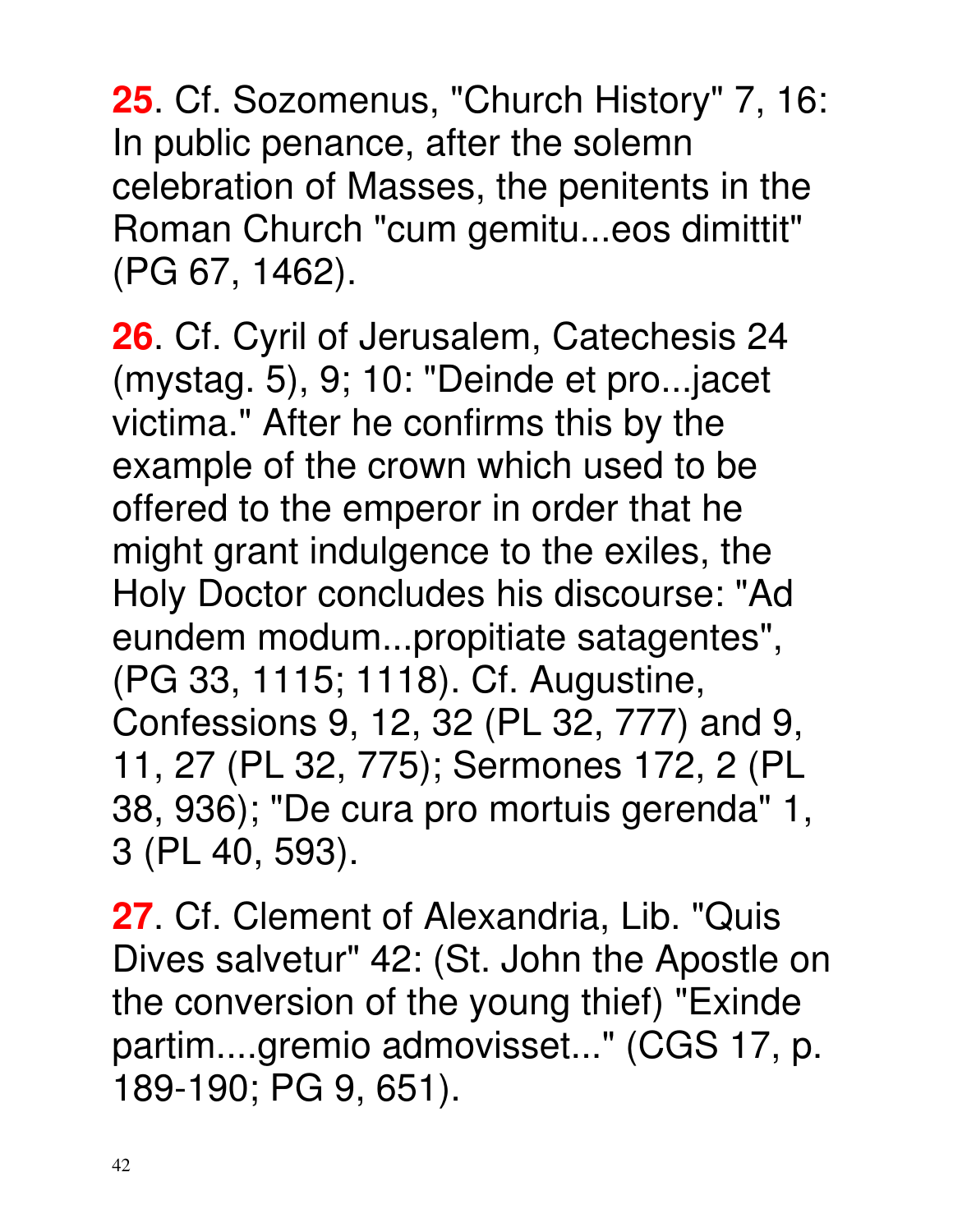**25**. Cf. Sozomenus, "Church History" 7, 16: In public penance, after the solemn celebration of Masses, the penitents in the Roman Church "cum gemitu...eos dimittit" (PG 67, 1462).

**26**. Cf. Cyril of Jerusalem, Catechesis 24 (mystag. 5), 9; 10: "Deinde et pro...jacet victima." After he confirms this by the example of the crown which used to be offered to the emperor in order that he might grant indulgence to the exiles, the Holy Doctor concludes his discourse: "Ad eundem modum...propitiate satagentes", (PG 33, 1115; 1118). Cf. Augustine, Confessions 9, 12, 32 (PL 32, 777) and 9, 11, 27 (PL 32, 775); Sermones 172, 2 (PL 38, 936); "De cura pro mortuis gerenda" 1, 3 (PL 40, 593).

**27**. Cf. Clement of Alexandria, Lib. "Quis Dives salvetur" 42: (St. John the Apostle on the conversion of the young thief) "Exinde partim....gremio admovisset..." (CGS 17, p. 189-190; PG 9, 651).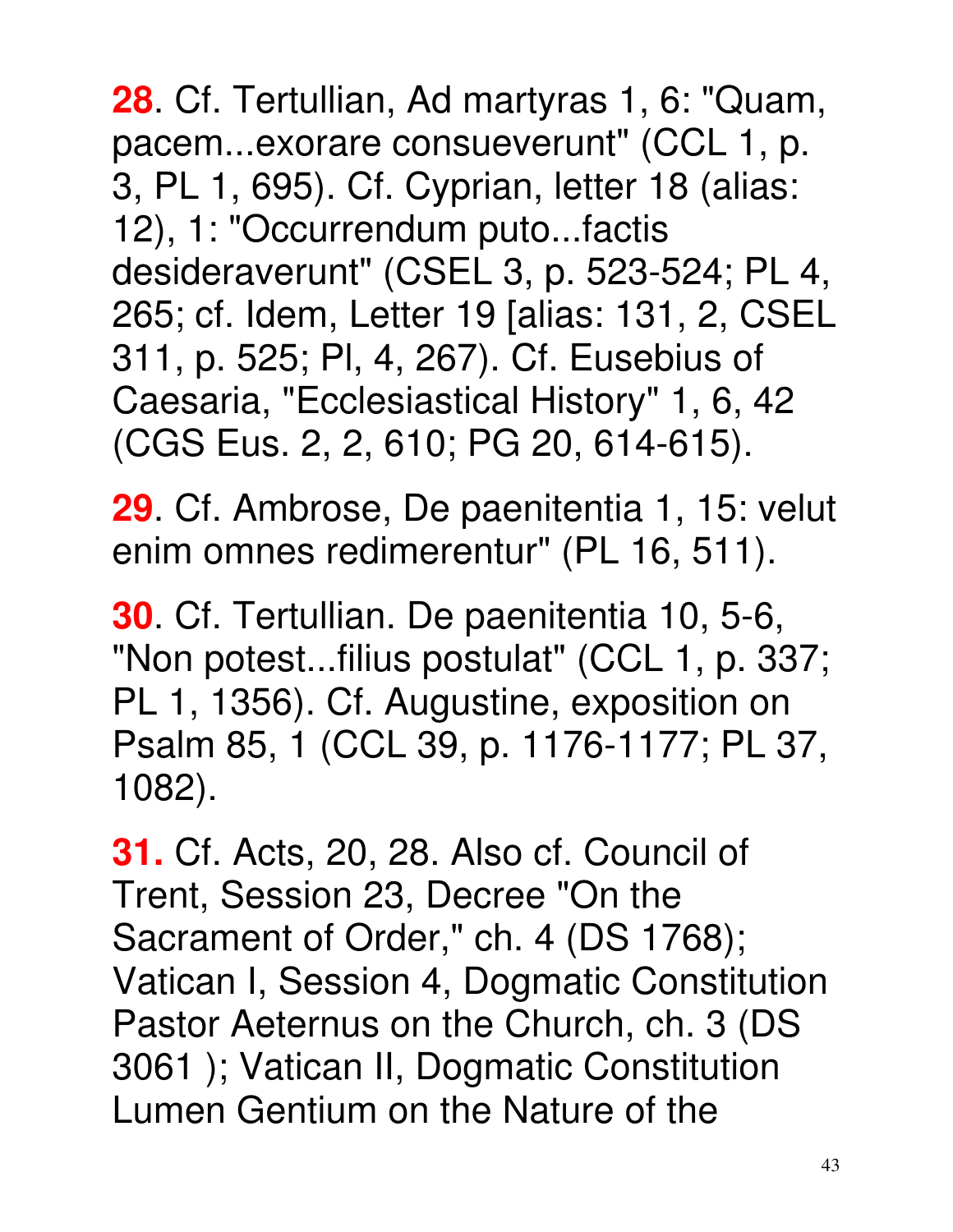**28**. Cf. Tertullian, Ad martyras 1, 6: "Quam, pacem...exorare consueverunt" (CCL 1, p. 3, PL 1, 695). Cf. Cyprian, letter 18 (alias: 12), 1: "Occurrendum puto...factis desideraverunt" (CSEL 3, p. 523-524; PL 4, 265; cf. Idem, Letter 19 [alias: 131, 2, CSEL 311, p. 525; Pl, 4, 267). Cf. Eusebius of Caesaria, "Ecclesiastical History" 1, 6, 42 (CGS Eus. 2, 2, 610; PG 20, 614-615).

**29**. Cf. Ambrose, De paenitentia 1, 15: velut enim omnes redimerentur" (PL 16, 511).

**30**. Cf. Tertullian. De paenitentia 10, 5-6, "Non potest...filius postulat" (CCL 1, p. 337; PL 1, 1356). Cf. Augustine, exposition on Psalm 85, 1 (CCL 39, p. 1176-1177; PL 37, 1082).

**31.** Cf. Acts, 20, 28. Also cf. Council of Trent, Session 23, Decree "On the Sacrament of Order," ch. 4 (DS 1768); Vatican I, Session 4, Dogmatic Constitution Pastor Aeternus on the Church, ch. 3 (DS 3061 ); Vatican II, Dogmatic Constitution Lumen Gentium on the Nature of the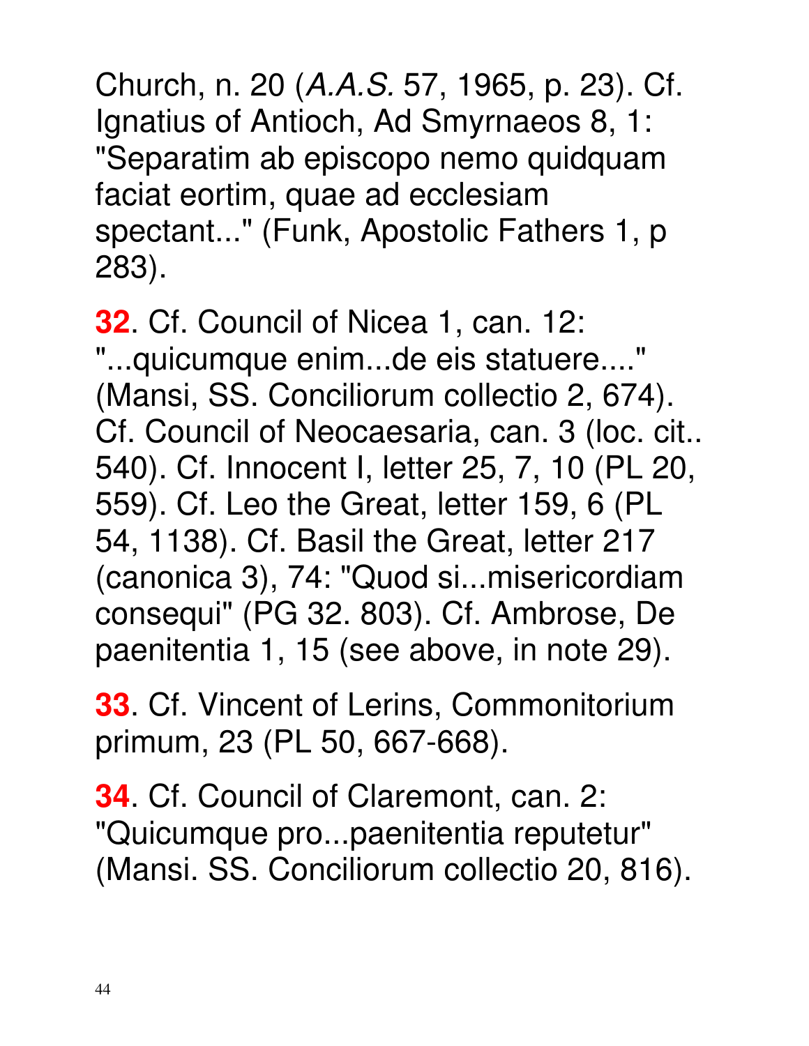Church, n. 20 (*A.A.S.* 57, 1965, p. 23). Cf. Ignatius of Antioch, Ad Smyrnaeos 8, 1: "Separatim ab episcopo nemo quidquam faciat eortim, quae ad ecclesiam spectant..." (Funk, Apostolic Fathers 1, p 283).

**32**. Cf. Council of Nicea 1, can. 12: "...quicumque enim...de eis statuere...." (Mansi, SS. Conciliorum collectio 2, 674). Cf. Council of Neocaesaria, can. 3 (loc. cit.. 540). Cf. Innocent I, letter 25, 7, 10 (PL 20, 559). Cf. Leo the Great, letter 159, 6 (PL 54, 1138). Cf. Basil the Great, letter 217 (canonica 3), 74: "Quod si...misericordiam consequi" (PG 32. 803). Cf. Ambrose, De paenitentia 1, 15 (see above, in note 29).

**33**. Cf. Vincent of Lerins, Commonitorium primum, 23 (PL 50, 667-668).

**34**. Cf. Council of Claremont, can. 2: "Quicumque pro...paenitentia reputetur" (Mansi. SS. Conciliorum collectio 20, 816).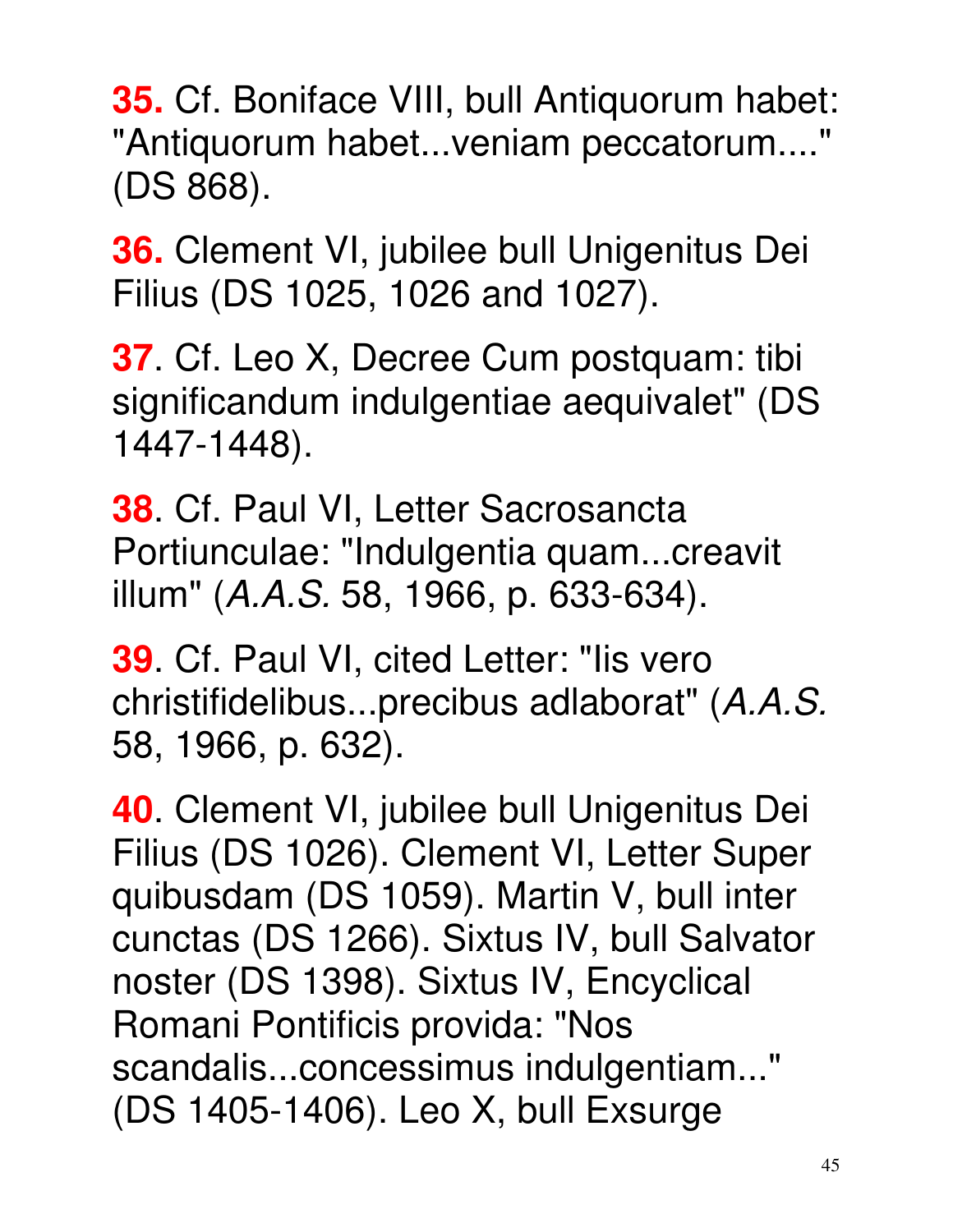**35.** Cf. Boniface VIII, bull Antiquorum habet: "Antiquorum habet...veniam peccatorum...." (DS 868).

**36.** Clement VI, jubilee bull Unigenitus Dei Filius (DS 1025, 1026 and 1027).

**37**. Cf. Leo X, Decree Cum postquam: tibi significandum indulgentiae aequivalet" (DS 1447-1448).

**38**. Cf. Paul VI, Letter Sacrosancta Portiunculae: "Indulgentia quam...creavit illum" (*A.A.S.* 58, 1966, p. 633-634).

**39**. Cf. Paul VI, cited Letter: "Iis vero christifidelibus...precibus adlaborat" (*A.A.S.* 58, 1966, p. 632).

**40**. Clement VI, jubilee bull Unigenitus Dei Filius (DS 1026). Clement VI, Letter Super quibusdam (DS 1059). Martin V, bull inter cunctas (DS 1266). Sixtus IV, bull Salvator noster (DS 1398). Sixtus IV, Encyclical Romani Pontificis provida: "Nos scandalis...concessimus indulgentiam..." (DS 1405-1406). Leo X, bull Exsurge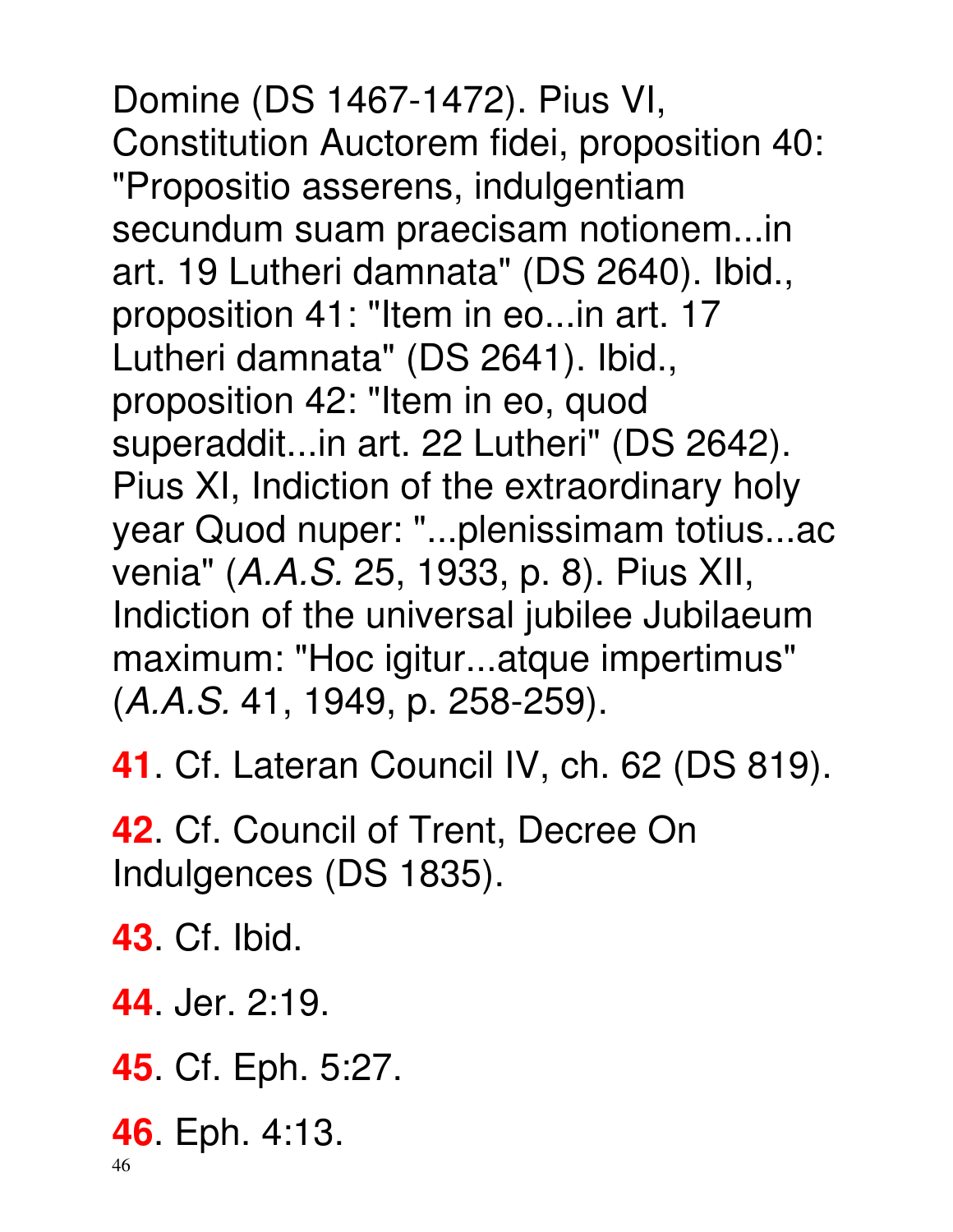Domine (DS 1467-1472). Pius VI, Constitution Auctorem fidei, proposition 40: "Propositio asserens, indulgentiam secundum suam praecisam notionem...in art. 19 Lutheri damnata" (DS 2640). Ibid., proposition 41: "Item in eo...in art. 17 Lutheri damnata" (DS 2641). Ibid., proposition 42: "Item in eo, quod superaddit...in art. 22 Lutheri" (DS 2642). Pius XI, Indiction of the extraordinary holy year Quod nuper: "...plenissimam totius...ac venia" (*A.A.S.* 25, 1933, p. 8). Pius XII, Indiction of the universal jubilee Jubilaeum maximum: "Hoc igitur...atque impertimus" (*A.A.S.* 41, 1949, p. 258-259).

**41**. Cf. Lateran Council IV, ch. 62 (DS 819).

**42**. Cf. Council of Trent, Decree On Indulgences (DS 1835).

**43**. Cf. Ibid.

**44**. Jer. 2:19.

**45**. Cf. Eph. 5:27.

**46**. Eph. 4:13.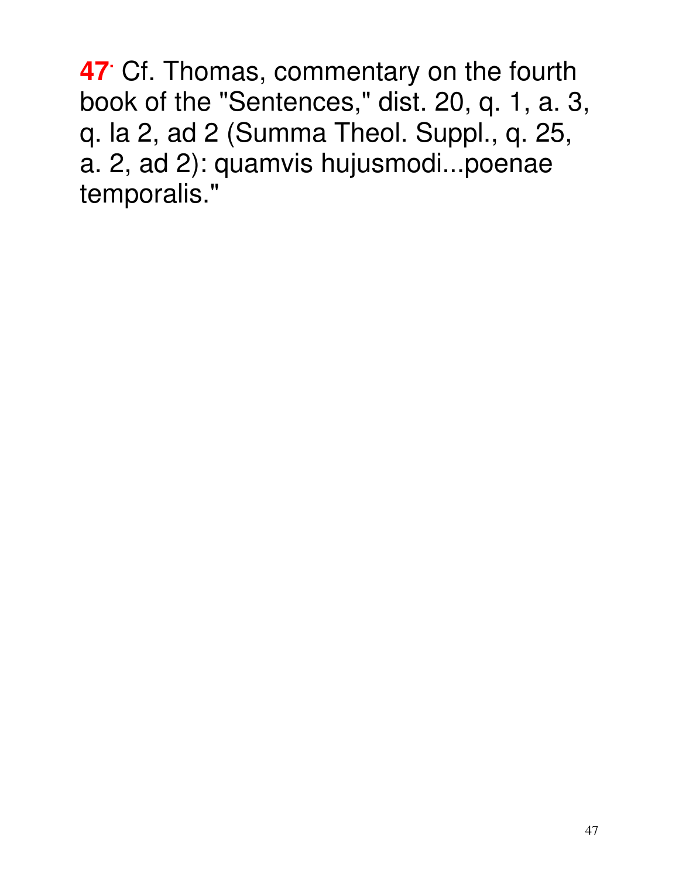**47.** Cf. Thomas, commentary on the fourth book of the "Sentences," dist. 20, q. 1, a. 3, q. la 2, ad 2 (Summa Theol. Suppl., q. 25, a. 2, ad 2): quamvis hujusmodi...poenae temporalis."